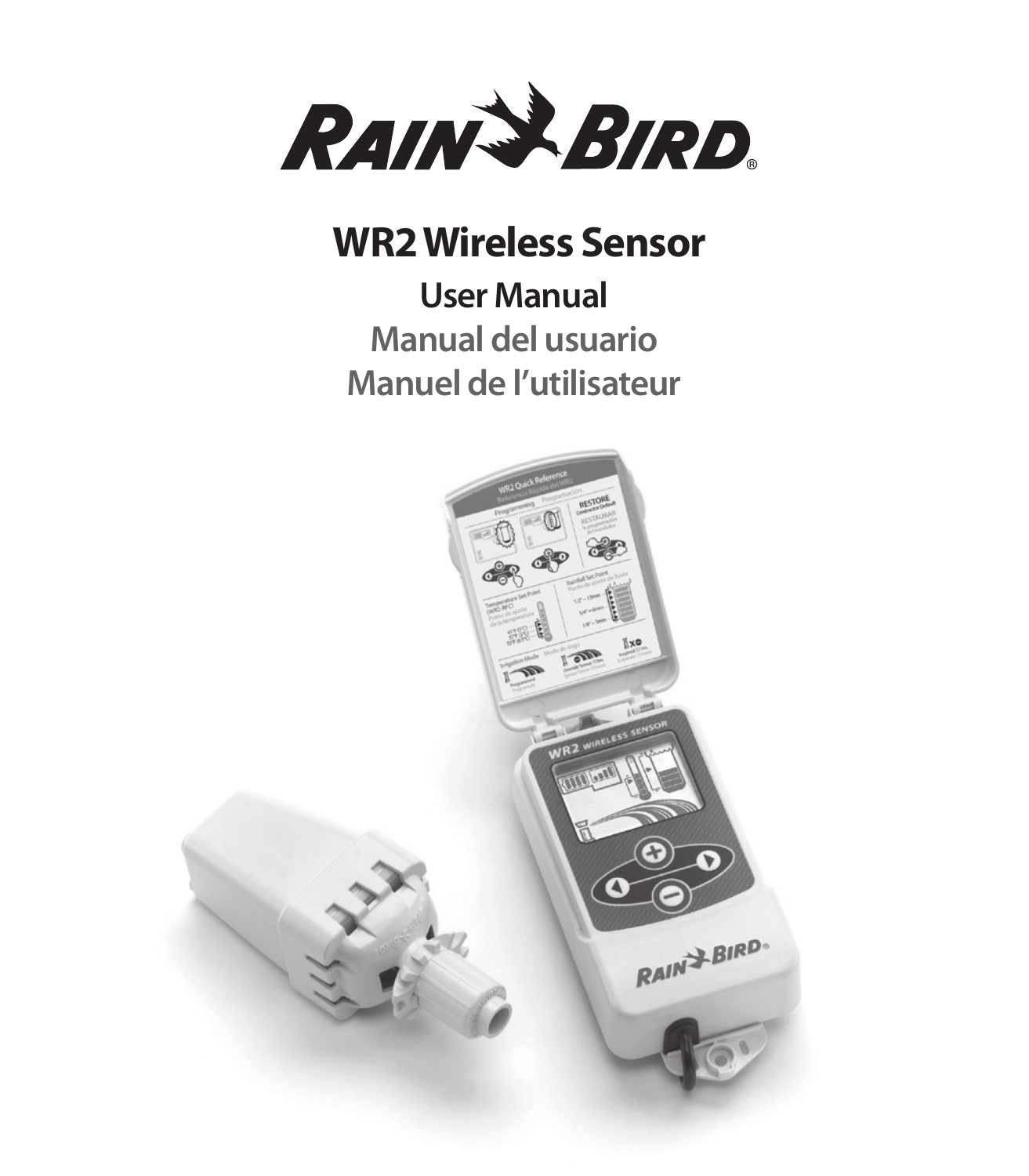RAIN BIRD®

# WR2 Wireless Sensor

## User Manual

## Manual del usuario

## Manuel de l'utilisateur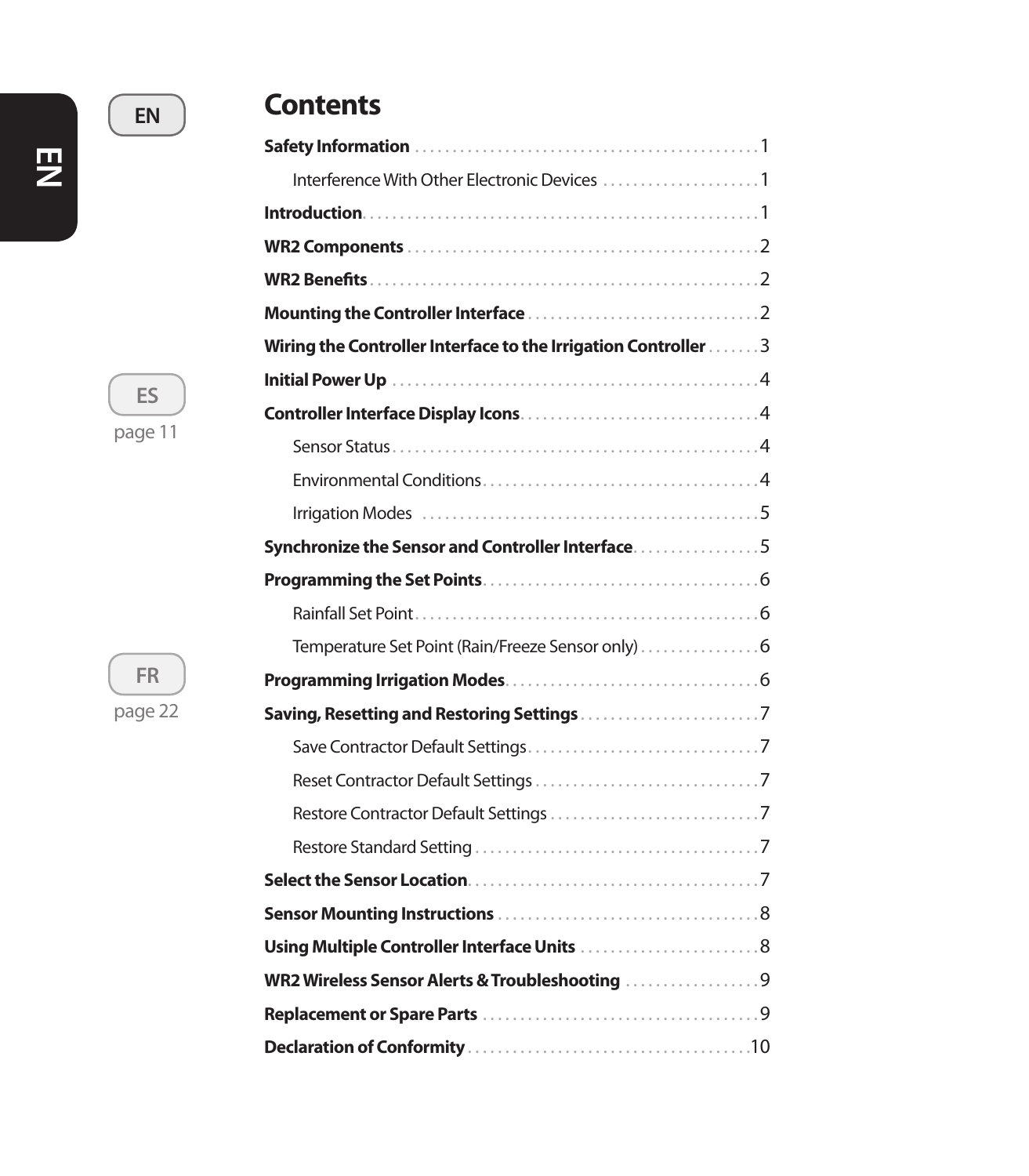# Contents

**Safety Information** . . . . . . . . . . 1

Interference With Other Electronic Devices . . . . . . . . . . 1

**Introduction** . . . . . . . . . . 1

**WR2 Components** . . . . . . . . . . 2

**WR2 Benefits** . . . . . . . . . . 2

**Mounting the Controller Interface** . . . . . . . . . . 2

**Wiring the Controller Interface to the Irrigation Controller** . . . . . . . 3

**Initial Power Up** . . . . . . . . . . 4

**Controller Interface Display Icons** . . . . . . . . . . 4

Sensor Status . . . . . . . . . . 4

Environmental Conditions . . . . . . . . . . 4

Irrigation Modes . . . . . . . . . . 5

**Synchronize the Sensor and Controller Interface** . . . . . . . . . . 5

**Programming the Set Points** . . . . . . . . . . 6

Rainfall Set Point . . . . . . . . . . 6

Temperature Set Point (Rain/Freeze Sensor only) . . . . . . . . . . 6

**Programming Irrigation Modes** . . . . . . . . . . 6

**Saving, Resetting and Restoring Settings** . . . . . . . . . . 7

Save Contractor Default Settings . . . . . . . . . . 7

Reset Contractor Default Settings . . . . . . . . . . 7

Restore Contractor Default Settings . . . . . . . . . . 7

Restore Standard Setting . . . . . . . . . . 7

**Select the Sensor Location** . . . . . . . . . . 7

**Sensor Mounting Instructions** . . . . . . . . . . 8

**Using Multiple Controller Interface Units** . . . . . . . . . . 8

**WR2 Wireless Sensor Alerts & Troubleshooting** . . . . . . . . . . 9

**Replacement or Spare Parts** . . . . . . . . . . 9

**Declaration of Conformity** . . . . . . . . . . 10

EN

ES page 11

FR page 22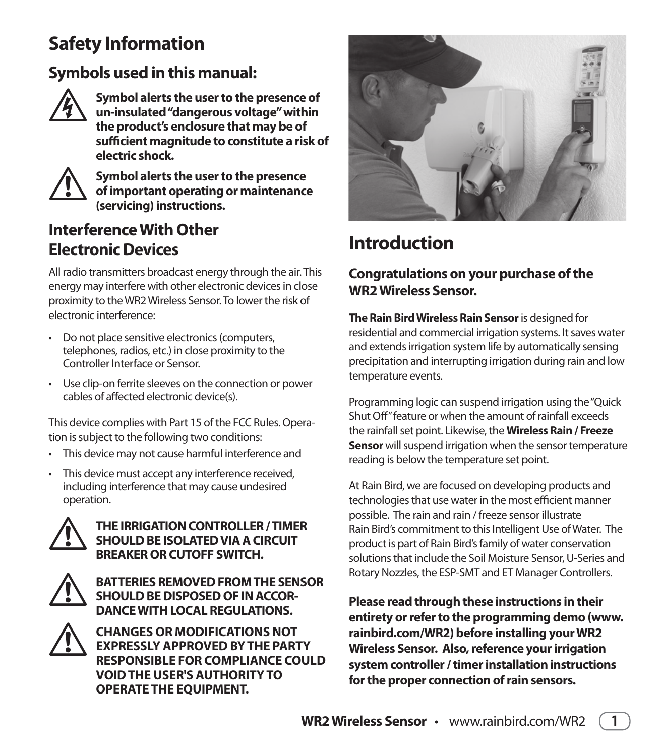# Safety Information

## Symbols used in this manual:

**Symbol alerts the user to the presence of un-insulated "dangerous voltage" within the product's enclosure that may be of sufficient magnitude to constitute a risk of electric shock.**

**Symbol alerts the user to the presence of important operating or maintenance (servicing) instructions.**

## Interference With Other Electronic Devices

All radio transmitters broadcast energy through the air. This energy may interfere with other electronic devices in close proximity to the WR2 Wireless Sensor. To lower the risk of electronic interference:

- Do not place sensitive electronics (computers, telephones, radios, etc.) in close proximity to the Controller Interface or Sensor.
- Use clip-on ferrite sleeves on the connection or power cables of affected electronic device(s).

This device complies with Part 15 of the FCC Rules. Operation is subject to the following two conditions:

- This device may not cause harmful interference and
- This device must accept any interference received, including interference that may cause undesired operation.

**THE IRRIGATION CONTROLLER / TIMER SHOULD BE ISOLATED VIA A CIRCUIT BREAKER OR CUTOFF SWITCH.**

**BATTERIES REMOVED FROM THE SENSOR SHOULD BE DISPOSED OF IN ACCORDANCE WITH LOCAL REGULATIONS.**

**CHANGES OR MODIFICATIONS NOT EXPRESSLY APPROVED BY THE PARTY RESPONSIBLE FOR COMPLIANCE COULD VOID THE USER'S AUTHORITY TO OPERATE THE EQUIPMENT.**

# Introduction

### Congratulations on your purchase of the WR2 Wireless Sensor.

**The Rain Bird Wireless Rain Sensor** is designed for residential and commercial irrigation systems. It saves water and extends irrigation system life by automatically sensing precipitation and interrupting irrigation during rain and low temperature events.

Programming logic can suspend irrigation using the "Quick Shut Off" feature or when the amount of rainfall exceeds the rainfall set point. Likewise, the **Wireless Rain / Freeze Sensor** will suspend irrigation when the sensor temperature reading is below the temperature set point.

At Rain Bird, we are focused on developing products and technologies that use water in the most efficient manner possible. The rain and rain / freeze sensor illustrate Rain Bird's commitment to this Intelligent Use of Water. The product is part of Rain Bird's family of water conservation solutions that include the Soil Moisture Sensor, U-Series and Rotary Nozzles, the ESP-SMT and ET Manager Controllers.

**Please read through these instructions in their entirety or refer to the programming demo (www.rainbird.com/WR2) before installing your WR2 Wireless Sensor. Also, reference your irrigation system controller / timer installation instructions for the proper connection of rain sensors.**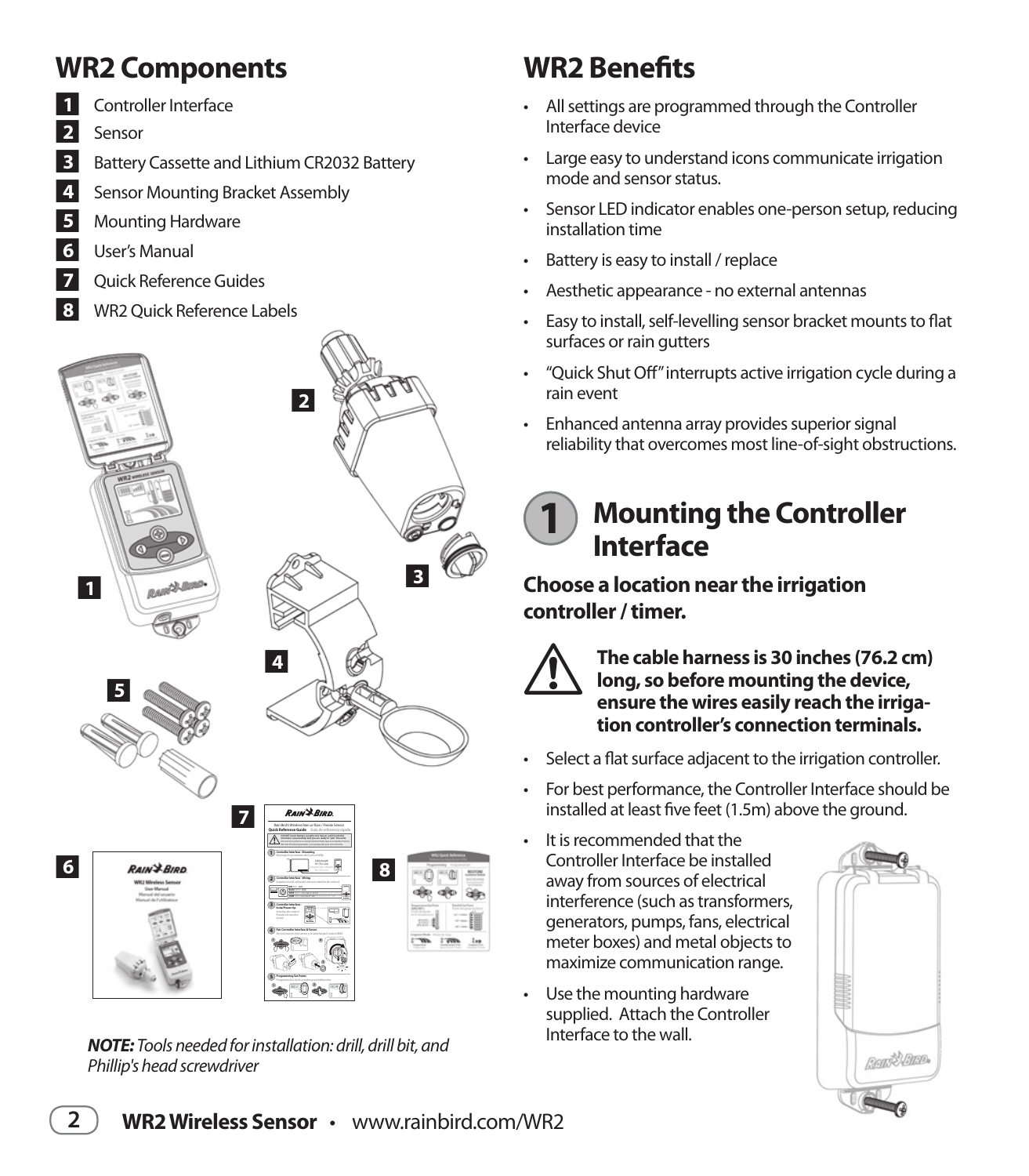## WR2 Components

1. Controller Interface
2. Sensor
3. Battery Cassette and Lithium CR2032 Battery
4. Sensor Mounting Bracket Assembly
5. Mounting Hardware
6. User's Manual
7. Quick Reference Guides
8. WR2 Quick Reference Labels

***NOTE:** Tools needed for installation: drill, drill bit, and Phillip's head screwdriver*

## WR2 Benefits

- All settings are programmed through the Controller Interface device
- Large easy to understand icons communicate irrigation mode and sensor status.
- Sensor LED indicator enables one-person setup, reducing installation time
- Battery is easy to install / replace
- Aesthetic appearance - no external antennas
- Easy to install, self-levelling sensor bracket mounts to flat surfaces or rain gutters
- "Quick Shut Off" interrupts active irrigation cycle during a rain event
- Enhanced antenna array provides superior signal reliability that overcomes most line-of-sight obstructions.

## 1 Mounting the Controller Interface

### Choose a location near the irrigation controller / timer.

**The cable harness is 30 inches (76.2 cm) long, so before mounting the device, ensure the wires easily reach the irrigation controller's connection terminals.**

- Select a flat surface adjacent to the irrigation controller.
- For best performance, the Controller Interface should be installed at least five feet (1.5m) above the ground.
- It is recommended that the Controller Interface be installed away from sources of electrical interference (such as transformers, generators, pumps, fans, electrical meter boxes) and metal objects to maximize communication range.
- Use the mounting hardware supplied. Attach the Controller Interface to the wall.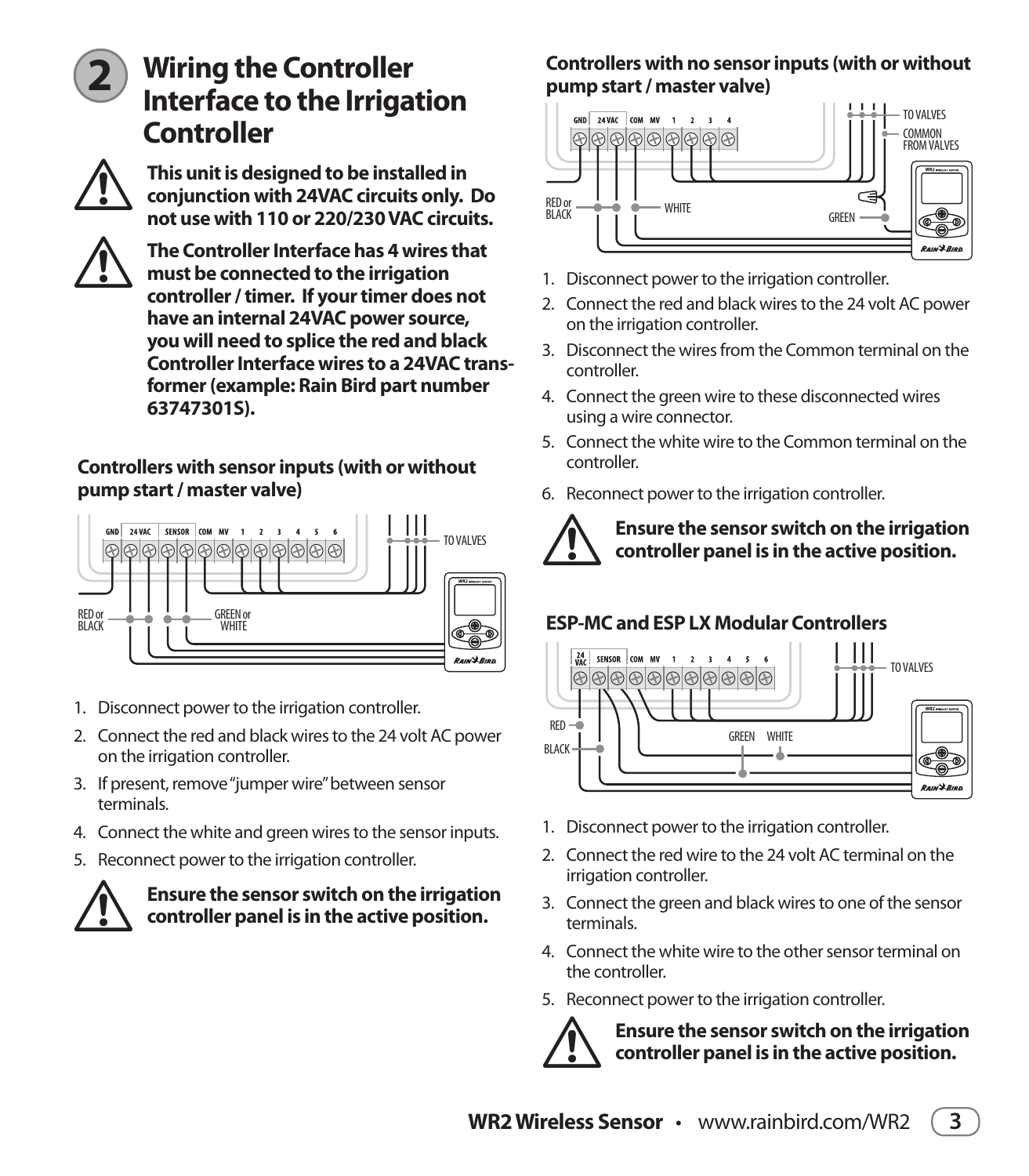## 2 Wiring the Controller Interface to the Irrigation Controller

**This unit is designed to be installed in conjunction with 24VAC circuits only. Do not use with 110 or 220/230 VAC circuits.**

**The Controller Interface has 4 wires that must be connected to the irrigation controller / timer. If your timer does not have an internal 24VAC power source, you will need to splice the red and black Controller Interface wires to a 24VAC transformer (example: Rain Bird part number 63747301S).**

### Controllers with sensor inputs (with or without pump start / master valve)

1. Disconnect power to the irrigation controller.
2. Connect the red and black wires to the 24 volt AC power on the irrigation controller.
3. If present, remove "jumper wire" between sensor terminals.
4. Connect the white and green wires to the sensor inputs.
5. Reconnect power to the irrigation controller.

**Ensure the sensor switch on the irrigation controller panel is in the active position.**

### Controllers with no sensor inputs (with or without pump start / master valve)

1. Disconnect power to the irrigation controller.
2. Connect the red and black wires to the 24 volt AC power on the irrigation controller.
3. Disconnect the wires from the Common terminal on the controller.
4. Connect the green wire to these disconnected wires using a wire connector.
5. Connect the white wire to the Common terminal on the controller.
6. Reconnect power to the irrigation controller.

**Ensure the sensor switch on the irrigation controller panel is in the active position.**

### ESP-MC and ESP LX Modular Controllers

1. Disconnect power to the irrigation controller.
2. Connect the red wire to the 24 volt AC terminal on the irrigation controller.
3. Connect the green and black wires to one of the sensor terminals.
4. Connect the white wire to the other sensor terminal on the controller.
5. Reconnect power to the irrigation controller.

**Ensure the sensor switch on the irrigation controller panel is in the active position.**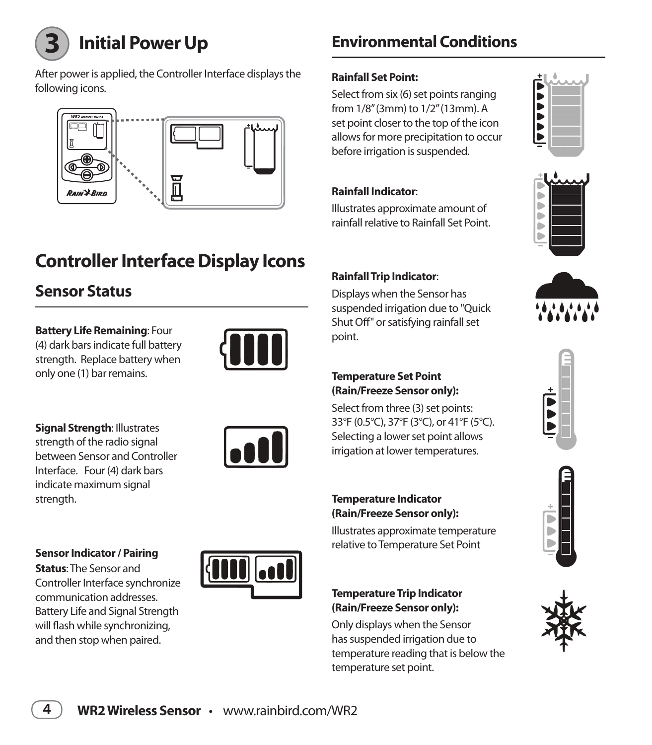## 3 Initial Power Up

After power is applied, the Controller Interface displays the following icons.

# Controller Interface Display Icons

## Sensor Status

**Battery Life Remaining**: Four (4) dark bars indicate full battery strength. Replace battery when only one (1) bar remains.

**Signal Strength**: Illustrates strength of the radio signal between Sensor and Controller Interface. Four (4) dark bars indicate maximum signal strength.

**Sensor Indicator / Pairing Status**: The Sensor and Controller Interface synchronize communication addresses. Battery Life and Signal Strength will flash while synchronizing, and then stop when paired.

## Environmental Conditions

**Rainfall Set Point:**

Select from six (6) set points ranging from 1/8" (3mm) to 1/2" (13mm). A set point closer to the top of the icon allows for more precipitation to occur before irrigation is suspended.

**Rainfall Indicator**:

Illustrates approximate amount of rainfall relative to Rainfall Set Point.

**Rainfall Trip Indicator**:

Displays when the Sensor has suspended irrigation due to "Quick Shut Off" or satisfying rainfall set point.

**Temperature Set Point (Rain/Freeze Sensor only):**

Select from three (3) set points: 33°F (0.5°C), 37°F (3°C), or 41°F (5°C). Selecting a lower set point allows irrigation at lower temperatures.

**Temperature Indicator (Rain/Freeze Sensor only):**

Illustrates approximate temperature relative to Temperature Set Point

**Temperature Trip Indicator (Rain/Freeze Sensor only):**

Only displays when the Sensor has suspended irrigation due to temperature reading that is below the temperature set point.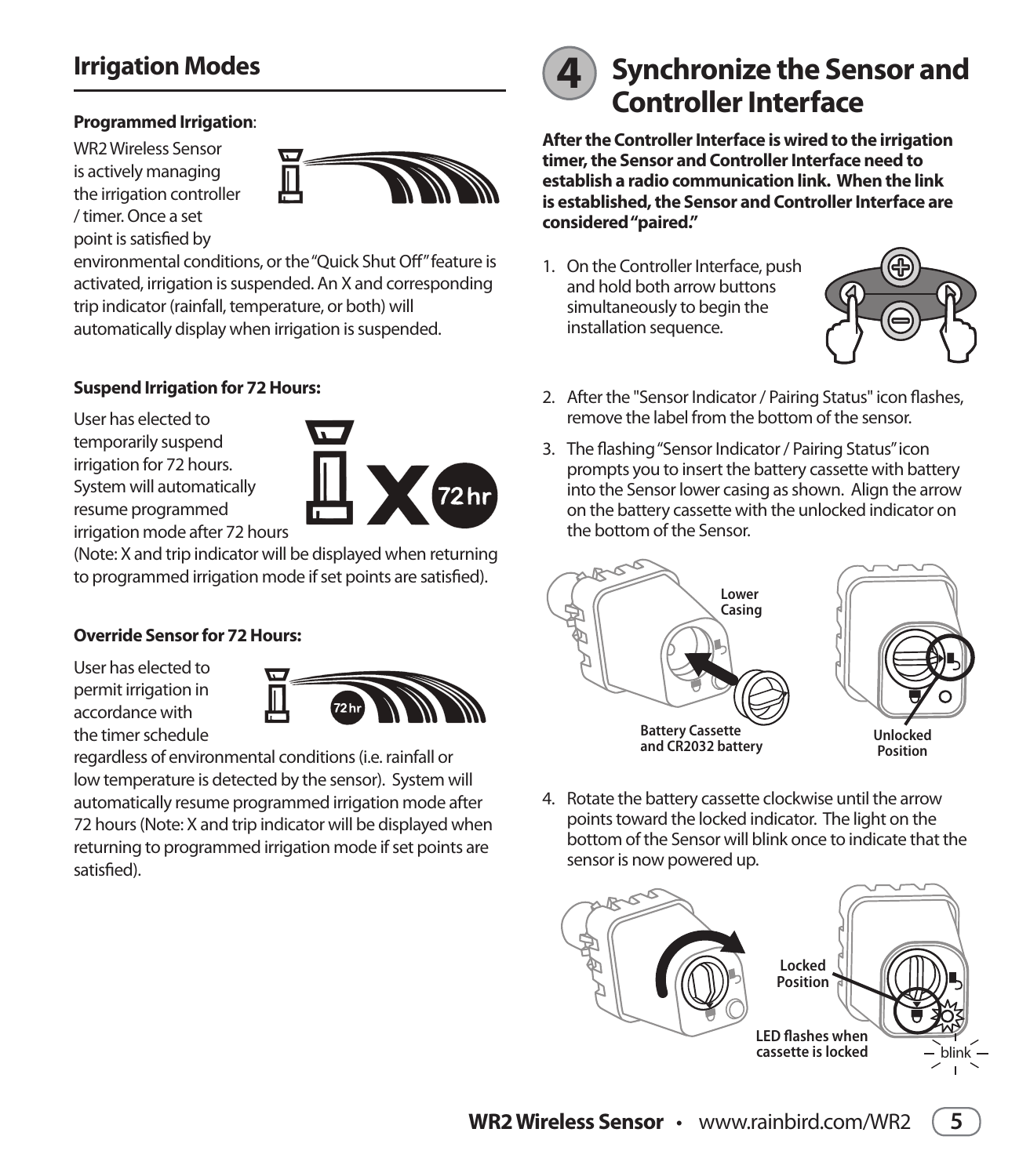## Irrigation Modes

**Programmed Irrigation**:

WR2 Wireless Sensor is actively managing the irrigation controller / timer. Once a set point is satisfied by environmental conditions, or the "Quick Shut Off" feature is activated, irrigation is suspended. An X and corresponding trip indicator (rainfall, temperature, or both) will automatically display when irrigation is suspended.

**Suspend Irrigation for 72 Hours:**

User has elected to temporarily suspend irrigation for 72 hours. System will automatically resume programmed irrigation mode after 72 hours (Note: X and trip indicator will be displayed when returning to programmed irrigation mode if set points are satisfied).

**Override Sensor for 72 Hours:**

User has elected to permit irrigation in accordance with the timer schedule regardless of environmental conditions (i.e. rainfall or low temperature is detected by the sensor). System will automatically resume programmed irrigation mode after 72 hours (Note: X and trip indicator will be displayed when returning to programmed irrigation mode if set points are satisfied).

## 4 Synchronize the Sensor and Controller Interface

**After the Controller Interface is wired to the irrigation timer, the Sensor and Controller Interface need to establish a radio communication link. When the link is established, the Sensor and Controller Interface are considered "paired."**

1. On the Controller Interface, push and hold both arrow buttons simultaneously to begin the installation sequence.
2. After the "Sensor Indicator / Pairing Status" icon flashes, remove the label from the bottom of the sensor.
3. The flashing "Sensor Indicator / Pairing Status" icon prompts you to insert the battery cassette with battery into the Sensor lower casing as shown. Align the arrow on the battery cassette with the unlocked indicator on the bottom of the Sensor.

Lower Casing

Battery Cassette and CR2032 battery

Unlocked Position

4. Rotate the battery cassette clockwise until the arrow points toward the locked indicator. The light on the bottom of the Sensor will blink once to indicate that the sensor is now powered up.

Locked Position

LED flashes when cassette is locked

blink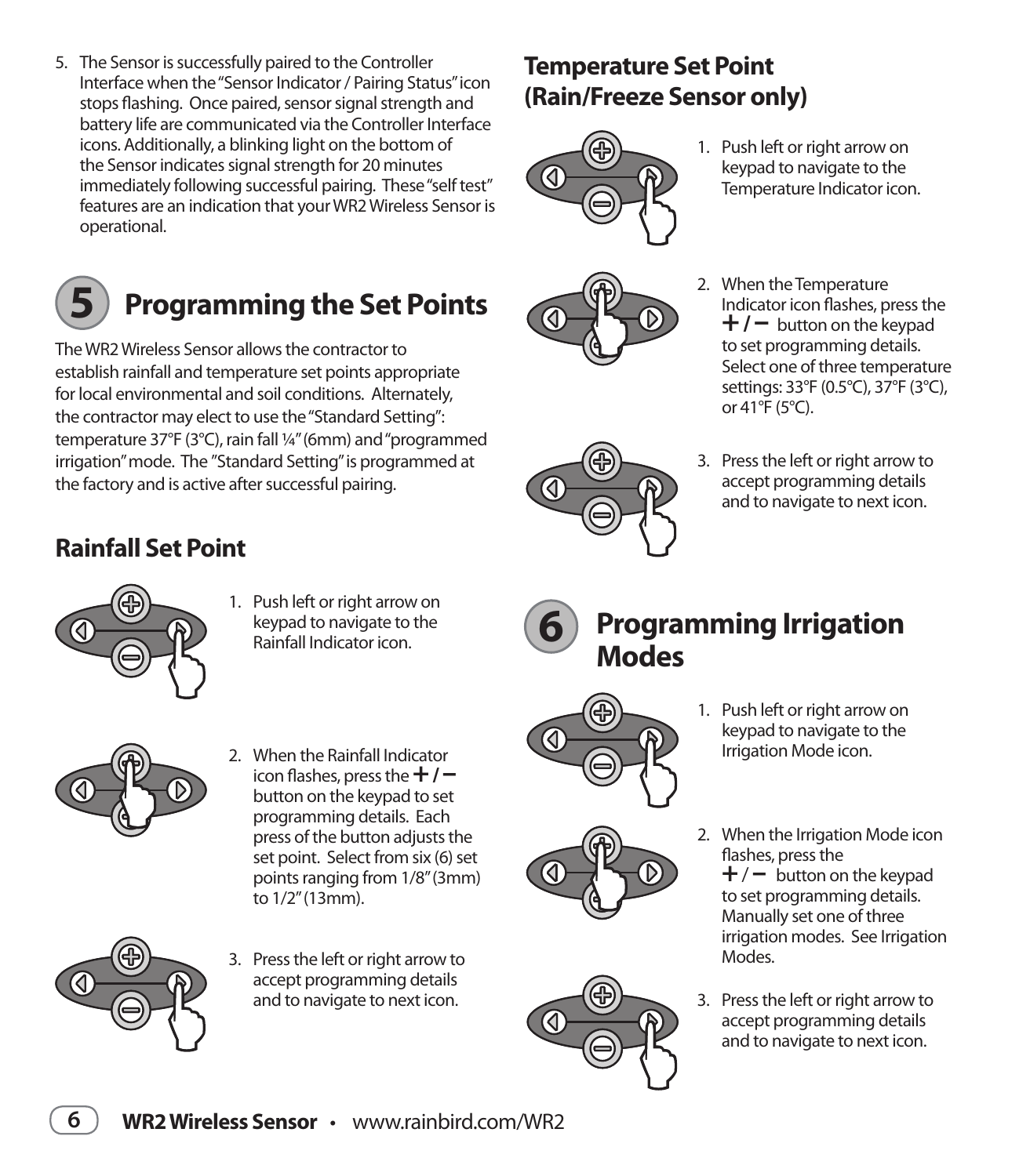5. The Sensor is successfully paired to the Controller Interface when the "Sensor Indicator / Pairing Status" icon stops flashing. Once paired, sensor signal strength and battery life are communicated via the Controller Interface icons. Additionally, a blinking light on the bottom of the Sensor indicates signal strength for 20 minutes immediately following successful pairing. These "self test" features are an indication that your WR2 Wireless Sensor is operational.

# 5 Programming the Set Points

The WR2 Wireless Sensor allows the contractor to establish rainfall and temperature set points appropriate for local environmental and soil conditions. Alternately, the contractor may elect to use the "Standard Setting": temperature 37°F (3°C), rain fall ¼" (6mm) and "programmed irrigation" mode. The "Standard Setting" is programmed at the factory and is active after successful pairing.

## Rainfall Set Point

1. Push left or right arrow on keypad to navigate to the Rainfall Indicator icon.
2. When the Rainfall Indicator icon flashes, press the + / – button on the keypad to set programming details. Each press of the button adjusts the set point. Select from six (6) set points ranging from 1/8" (3mm) to 1/2" (13mm).
3. Press the left or right arrow to accept programming details and to navigate to next icon.

## Temperature Set Point (Rain/Freeze Sensor only)

1. Push left or right arrow on keypad to navigate to the Temperature Indicator icon.
2. When the Temperature Indicator icon flashes, press the + / – button on the keypad to set programming details. Select one of three temperature settings: 33°F (0.5°C), 37°F (3°C), or 41°F (5°C).
3. Press the left or right arrow to accept programming details and to navigate to next icon.

# 6 Programming Irrigation Modes

1. Push left or right arrow on keypad to navigate to the Irrigation Mode icon.
2. When the Irrigation Mode icon flashes, press the + / – button on the keypad to set programming details. Manually set one of three irrigation modes. See Irrigation Modes.
3. Press the left or right arrow to accept programming details and to navigate to next icon.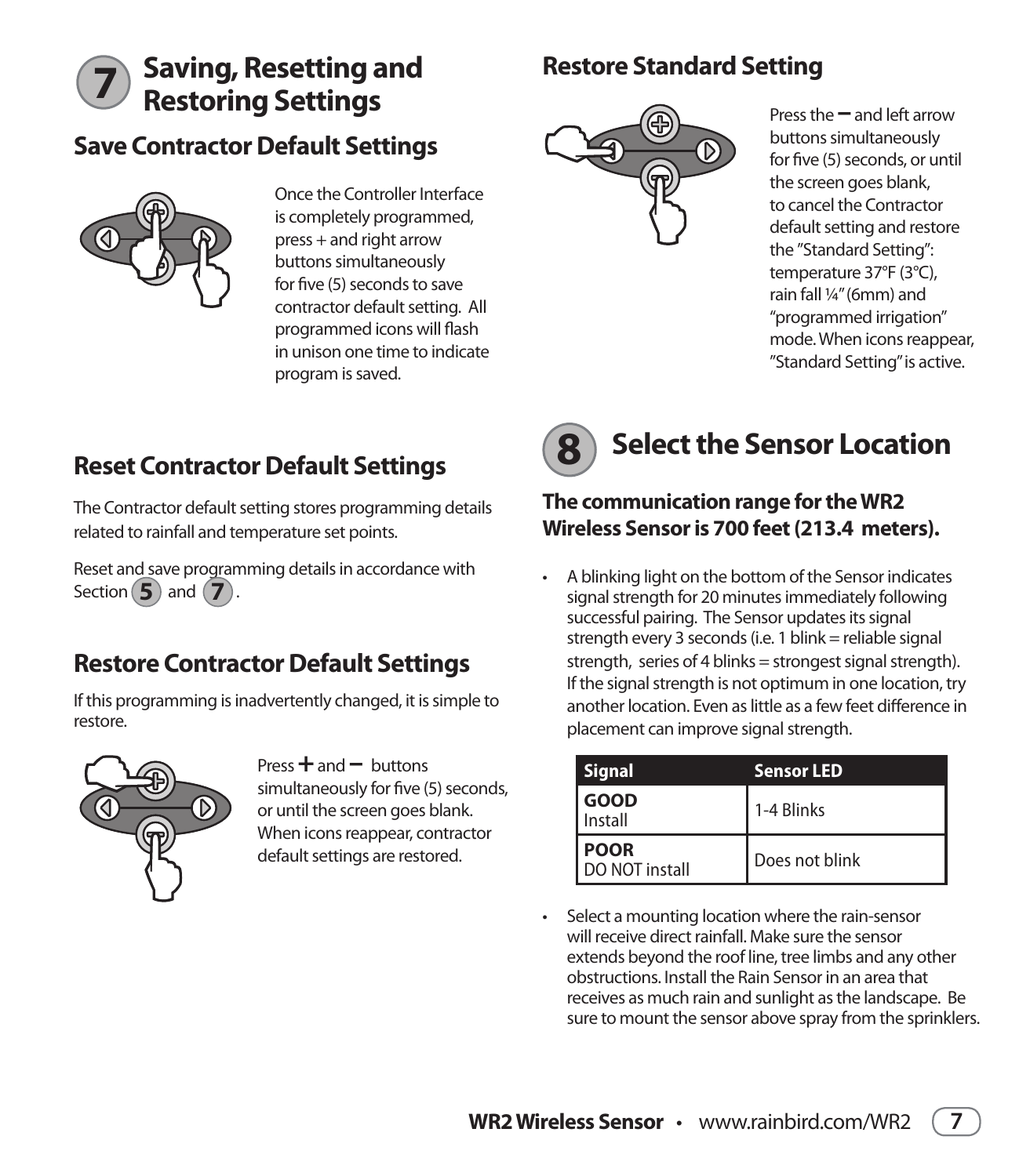# 7 Saving, Resetting and Restoring Settings

## Save Contractor Default Settings

Once the Controller Interface is completely programmed, press + and right arrow buttons simultaneously for five (5) seconds to save contractor default setting. All programmed icons will flash in unison one time to indicate program is saved.

## Reset Contractor Default Settings

The Contractor default setting stores programming details related to rainfall and temperature set points.

Reset and save programming details in accordance with Section 5 and 7.

## Restore Contractor Default Settings

If this programming is inadvertently changed, it is simple to restore.

Press + and – buttons simultaneously for five (5) seconds, or until the screen goes blank. When icons reappear, contractor default settings are restored.

## Restore Standard Setting

Press the – and left arrow buttons simultaneously for five (5) seconds, or until the screen goes blank, to cancel the Contractor default setting and restore the "Standard Setting": temperature 37°F (3°C), rain fall ¼" (6mm) and "programmed irrigation" mode. When icons reappear, "Standard Setting" is active.

# 8 Select the Sensor Location

### The communication range for the WR2 Wireless Sensor is 700 feet (213.4 meters).

- A blinking light on the bottom of the Sensor indicates signal strength for 20 minutes immediately following successful pairing. The Sensor updates its signal strength every 3 seconds (i.e. 1 blink = reliable signal strength, series of 4 blinks = strongest signal strength). If the signal strength is not optimum in one location, try another location. Even as little as a few feet difference in placement can improve signal strength.

| Signal | Sensor LED |
|---|---|
| **GOOD** Install | 1-4 Blinks |
| **POOR** DO NOT install | Does not blink |

- Select a mounting location where the rain-sensor will receive direct rainfall. Make sure the sensor extends beyond the roof line, tree limbs and any other obstructions. Install the Rain Sensor in an area that receives as much rain and sunlight as the landscape. Be sure to mount the sensor above spray from the sprinklers.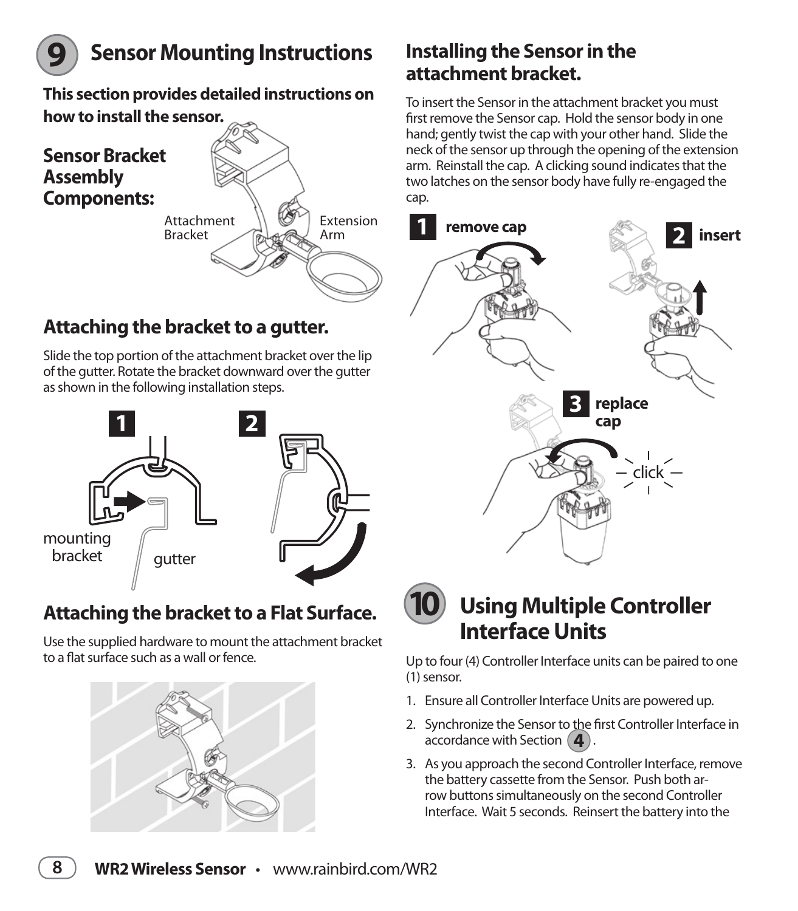## 9 Sensor Mounting Instructions

**This section provides detailed instructions on how to install the sensor.**

### Sensor Bracket Assembly Components:

Attachment Bracket

Extension Arm

### Attaching the bracket to a gutter.

Slide the top portion of the attachment bracket over the lip of the gutter. Rotate the bracket downward over the gutter as shown in the following installation steps.

1 mounting bracket gutter

2

### Attaching the bracket to a Flat Surface.

Use the supplied hardware to mount the attachment bracket to a flat surface such as a wall or fence.

### Installing the Sensor in the attachment bracket.

To insert the Sensor in the attachment bracket you must first remove the Sensor cap. Hold the sensor body in one hand; gently twist the cap with your other hand. Slide the neck of the sensor up through the opening of the extension arm. Reinstall the cap. A clicking sound indicates that the two latches on the sensor body have fully re-engaged the cap.

**1 remove cap**

**2 insert**

**3 replace cap**

click

## 10 Using Multiple Controller Interface Units

Up to four (4) Controller Interface units can be paired to one (1) sensor.

1. Ensure all Controller Interface Units are powered up.
2. Synchronize the Sensor to the first Controller Interface in accordance with Section 4.
3. As you approach the second Controller Interface, remove the battery cassette from the Sensor. Push both arrow buttons simultaneously on the second Controller Interface. Wait 5 seconds. Reinsert the battery into the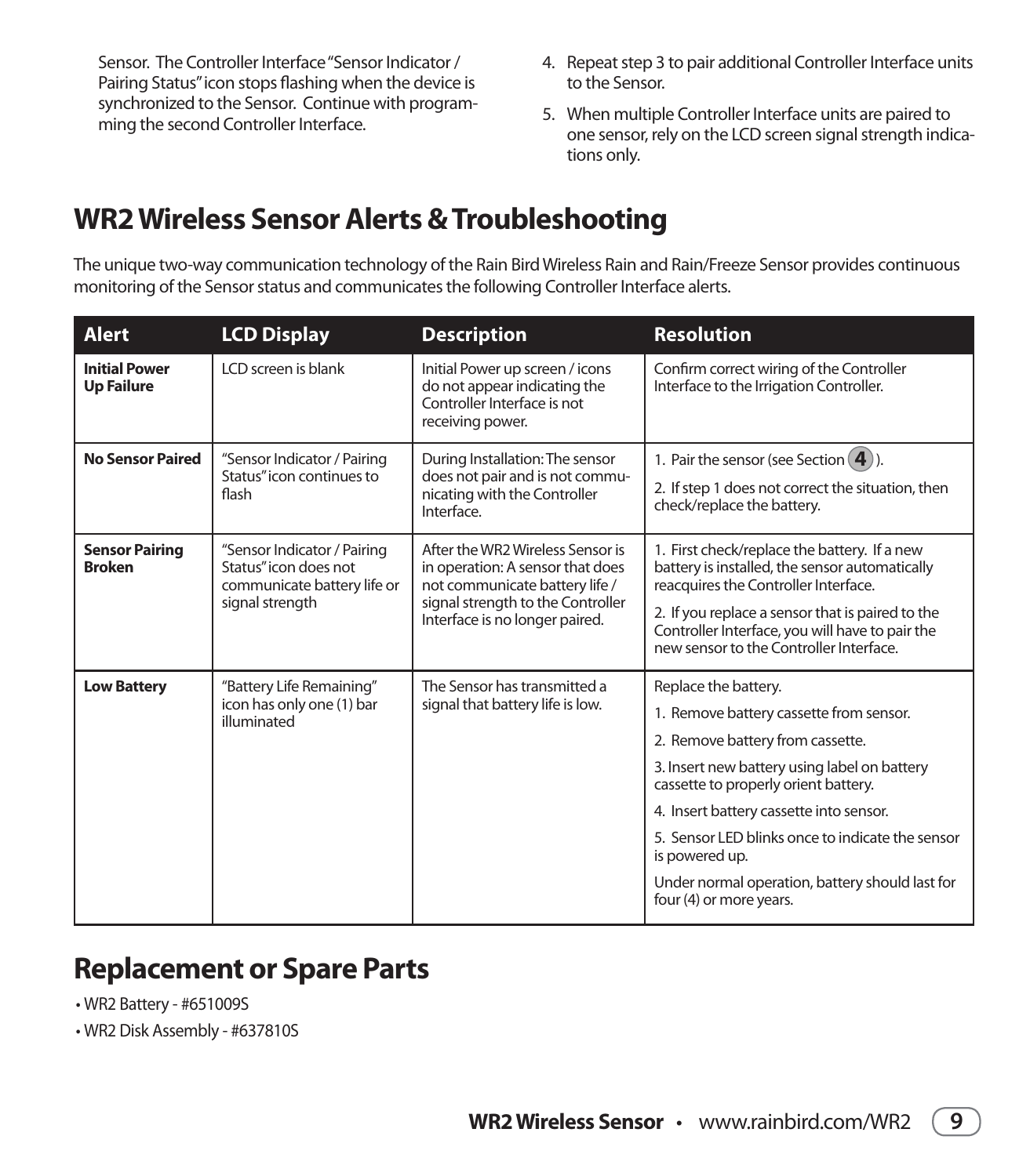Sensor. The Controller Interface "Sensor Indicator / Pairing Status" icon stops flashing when the device is synchronized to the Sensor. Continue with programming the second Controller Interface.

4. Repeat step 3 to pair additional Controller Interface units to the Sensor.
5. When multiple Controller Interface units are paired to one sensor, rely on the LCD screen signal strength indications only.

## WR2 Wireless Sensor Alerts & Troubleshooting

The unique two-way communication technology of the Rain Bird Wireless Rain and Rain/Freeze Sensor provides continuous monitoring of the Sensor status and communicates the following Controller Interface alerts.

| Alert | LCD Display | Description | Resolution |
|---|---|---|---|
| **Initial Power Up Failure** | LCD screen is blank | Initial Power up screen / icons do not appear indicating the Controller Interface is not receiving power. | Confirm correct wiring of the Controller Interface to the Irrigation Controller. |
| **No Sensor Paired** | "Sensor Indicator / Pairing Status" icon continues to flash | During Installation: The sensor does not pair and is not communicating with the Controller Interface. | 1. Pair the sensor (see Section 4).<br>2. If step 1 does not correct the situation, then check/replace the battery. |
| **Sensor Pairing Broken** | "Sensor Indicator / Pairing Status" icon does not communicate battery life or signal strength | After the WR2 Wireless Sensor is in operation: A sensor that does not communicate battery life / signal strength to the Controller Interface is no longer paired. | 1. First check/replace the battery. If a new battery is installed, the sensor automatically reacquires the Controller Interface.<br>2. If you replace a sensor that is paired to the Controller Interface, you will have to pair the new sensor to the Controller Interface. |
| **Low Battery** | "Battery Life Remaining" icon has only one (1) bar illuminated | The Sensor has transmitted a signal that battery life is low. | Replace the battery.<br>1. Remove battery cassette from sensor.<br>2. Remove battery from cassette.<br>3. Insert new battery using label on battery cassette to properly orient battery.<br>4. Insert battery cassette into sensor.<br>5. Sensor LED blinks once to indicate the sensor is powered up.<br>Under normal operation, battery should last for four (4) or more years. |

## Replacement or Spare Parts

- WR2 Battery - #651009S
- WR2 Disk Assembly - #637810S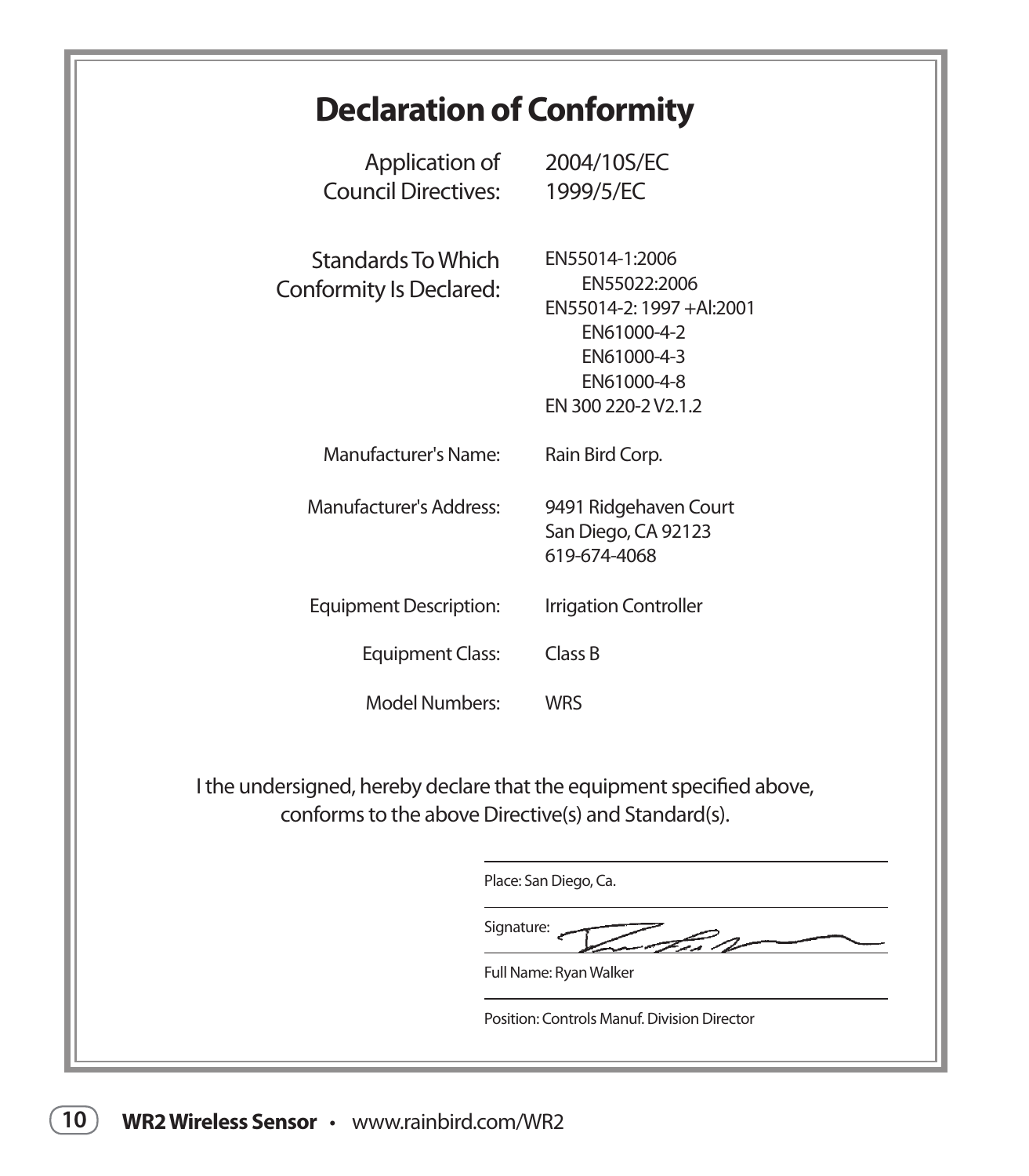# Declaration of Conformity

| | |
|---|---|
| Application of Council Directives: | 2004/10S/EC<br>1999/5/EC |
| Standards To Which Conformity Is Declared: | EN55014-1:2006<br>EN55022:2006<br>EN55014-2: 1997 +Al:2001<br>EN61000-4-2<br>EN61000-4-3<br>EN61000-4-8<br>EN 300 220-2 V2.1.2 |
| Manufacturer's Name: | Rain Bird Corp. |
| Manufacturer's Address: | 9491 Ridgehaven Court<br>San Diego, CA 92123<br>619-674-4068 |
| Equipment Description: | Irrigation Controller |
| Equipment Class: | Class B |
| Model Numbers: | WRS |

I the undersigned, hereby declare that the equipment specified above, conforms to the above Directive(s) and Standard(s).

Place: San Diego, Ca.

Signature:

Full Name: Ryan Walker

Position: Controls Manuf. Division Director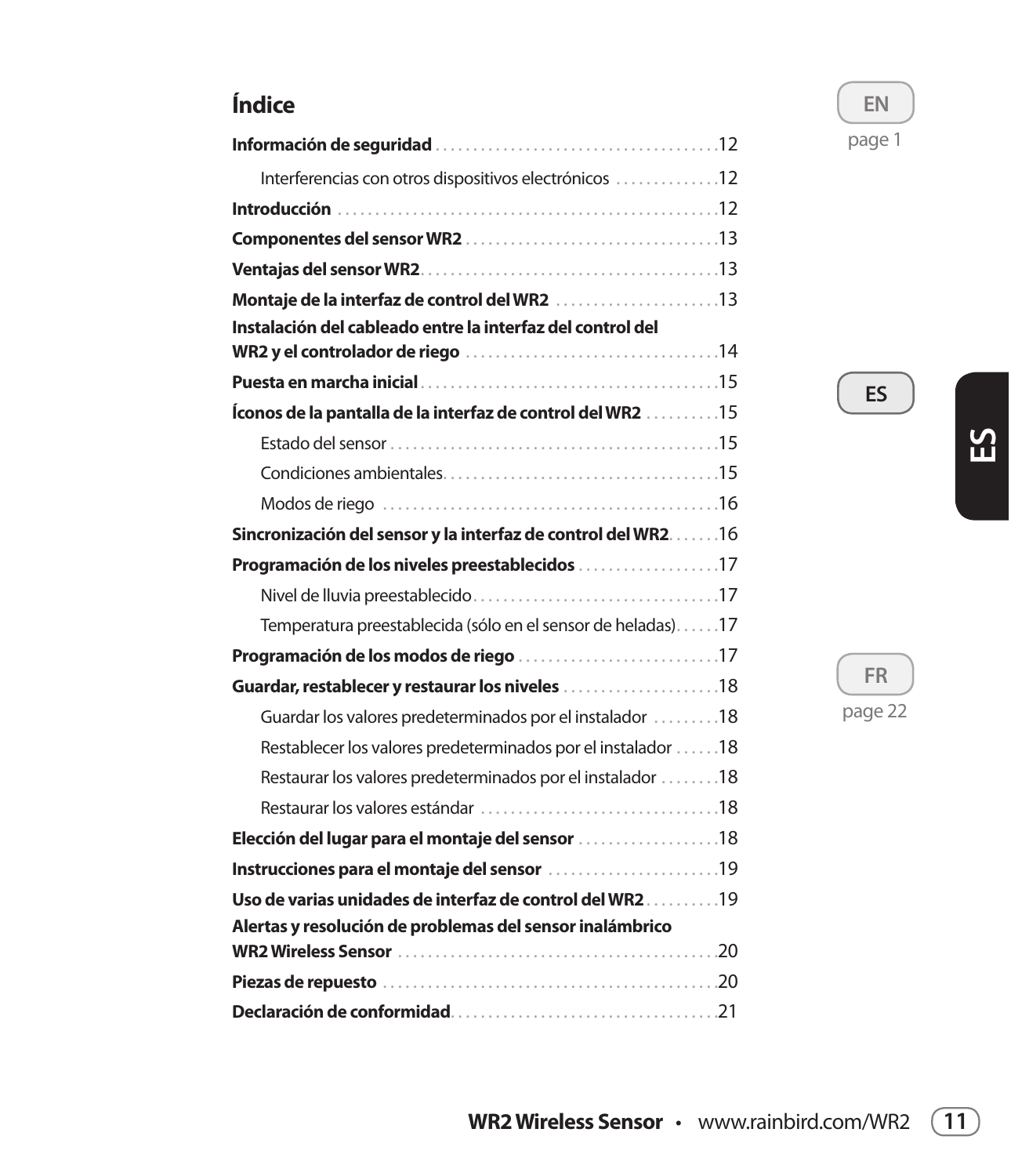# Índice

- **Información de seguridad** ........ 12
  - Interferencias con otros dispositivos electrónicos ........ 12
- **Introducción** ........ 12
- **Componentes del sensor WR2** ........ 13
- **Ventajas del sensor WR2** ........ 13
- **Montaje de la interfaz de control del WR2** ........ 13
- **Instalación del cableado entre la interfaz del control del WR2 y el controlador de riego** ........ 14
- **Puesta en marcha inicial** ........ 15
- **Íconos de la pantalla de la interfaz de control del WR2** ........ 15
  - Estado del sensor ........ 15
  - Condiciones ambientales ........ 15
  - Modos de riego ........ 16
- **Sincronización del sensor y la interfaz de control del WR2** ........ 16
- **Programación de los niveles preestablecidos** ........ 17
  - Nivel de lluvia preestablecido ........ 17
  - Temperatura preestablecida (sólo en el sensor de heladas) ........ 17
- **Programación de los modos de riego** ........ 17
- **Guardar, restablecer y restaurar los niveles** ........ 18
  - Guardar los valores predeterminados por el instalador ........ 18
  - Restablecer los valores predeterminados por el instalador ........ 18
  - Restaurar los valores predeterminados por el instalador ........ 18
  - Restaurar los valores estándar ........ 18
- **Elección del lugar para el montaje del sensor** ........ 18
- **Instrucciones para el montaje del sensor** ........ 19
- **Uso de varias unidades de interfaz de control del WR2** ........ 19
- **Alertas y resolución de problemas del sensor inalámbrico WR2 Wireless Sensor** ........ 20
- **Piezas de repuesto** ........ 20
- **Declaración de conformidad** ........ 21

EN page 1

ES

FR page 22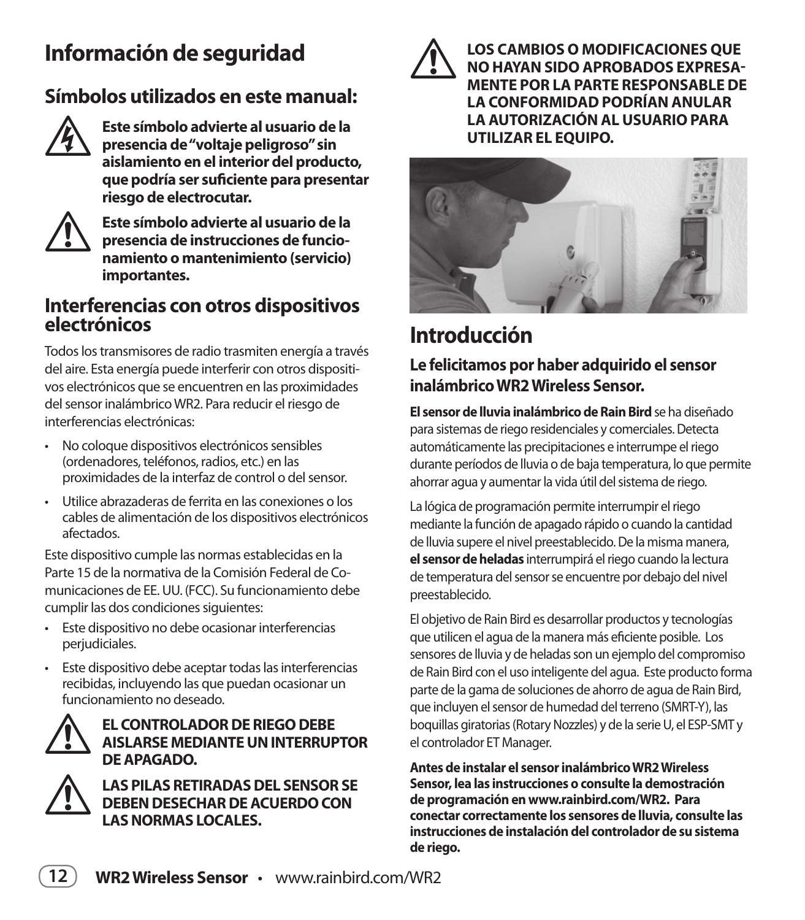# Información de seguridad

## Símbolos utilizados en este manual:

**Este símbolo advierte al usuario de la presencia de "voltaje peligroso" sin aislamiento en el interior del producto, que podría ser suficiente para presentar riesgo de electrocutar.**

**Este símbolo advierte al usuario de la presencia de instrucciones de funcionamiento o mantenimiento (servicio) importantes.**

## Interferencias con otros dispositivos electrónicos

Todos los transmisores de radio trasmiten energía a través del aire. Esta energía puede interferir con otros dispositivos electrónicos que se encuentren en las proximidades del sensor inalámbrico WR2. Para reducir el riesgo de interferencias electrónicas:

- No coloque dispositivos electrónicos sensibles (ordenadores, teléfonos, radios, etc.) en las proximidades de la interfaz de control o del sensor.
- Utilice abrazaderas de ferrita en las conexiones o los cables de alimentación de los dispositivos electrónicos afectados.

Este dispositivo cumple las normas establecidas en la Parte 15 de la normativa de la Comisión Federal de Comunicaciones de EE. UU. (FCC). Su funcionamiento debe cumplir las dos condiciones siguientes:

- Este dispositivo no debe ocasionar interferencias perjudiciales.
- Este dispositivo debe aceptar todas las interferencias recibidas, incluyendo las que puedan ocasionar un funcionamiento no deseado.

**EL CONTROLADOR DE RIEGO DEBE AISLARSE MEDIANTE UN INTERRUPTOR DE APAGADO.**

**LAS PILAS RETIRADAS DEL SENSOR SE DEBEN DESECHAR DE ACUERDO CON LAS NORMAS LOCALES.**

**LOS CAMBIOS O MODIFICACIONES QUE NO HAYAN SIDO APROBADOS EXPRESAMENTE POR LA PARTE RESPONSABLE DE LA CONFORMIDAD PODRÍAN ANULAR LA AUTORIZACIÓN AL USUARIO PARA UTILIZAR EL EQUIPO.**

# Introducción

### Le felicitamos por haber adquirido el sensor inalámbrico WR2 Wireless Sensor.

**El sensor de lluvia inalámbrico de Rain Bird** se ha diseñado para sistemas de riego residenciales y comerciales. Detecta automáticamente las precipitaciones e interrumpe el riego durante períodos de lluvia o de baja temperatura, lo que permite ahorrar agua y aumentar la vida útil del sistema de riego.

La lógica de programación permite interrumpir el riego mediante la función de apagado rápido o cuando la cantidad de lluvia supere el nivel preestablecido. De la misma manera, **el sensor de heladas** interrumpirá el riego cuando la lectura de temperatura del sensor se encuentre por debajo del nivel preestablecido.

El objetivo de Rain Bird es desarrollar productos y tecnologías que utilicen el agua de la manera más eficiente posible. Los sensores de lluvia y de heladas son un ejemplo del compromiso de Rain Bird con el uso inteligente del agua. Este producto forma parte de la gama de soluciones de ahorro de agua de Rain Bird, que incluyen el sensor de humedad del terreno (SMRT-Y), las boquillas giratorias (Rotary Nozzles) y de la serie U, el ESP-SMT y el controlador ET Manager.

**Antes de instalar el sensor inalámbrico WR2 Wireless Sensor, lea las instrucciones o consulte la demostración de programación en www.rainbird.com/WR2. Para conectar correctamente los sensores de lluvia, consulte las instrucciones de instalación del controlador de su sistema de riego.**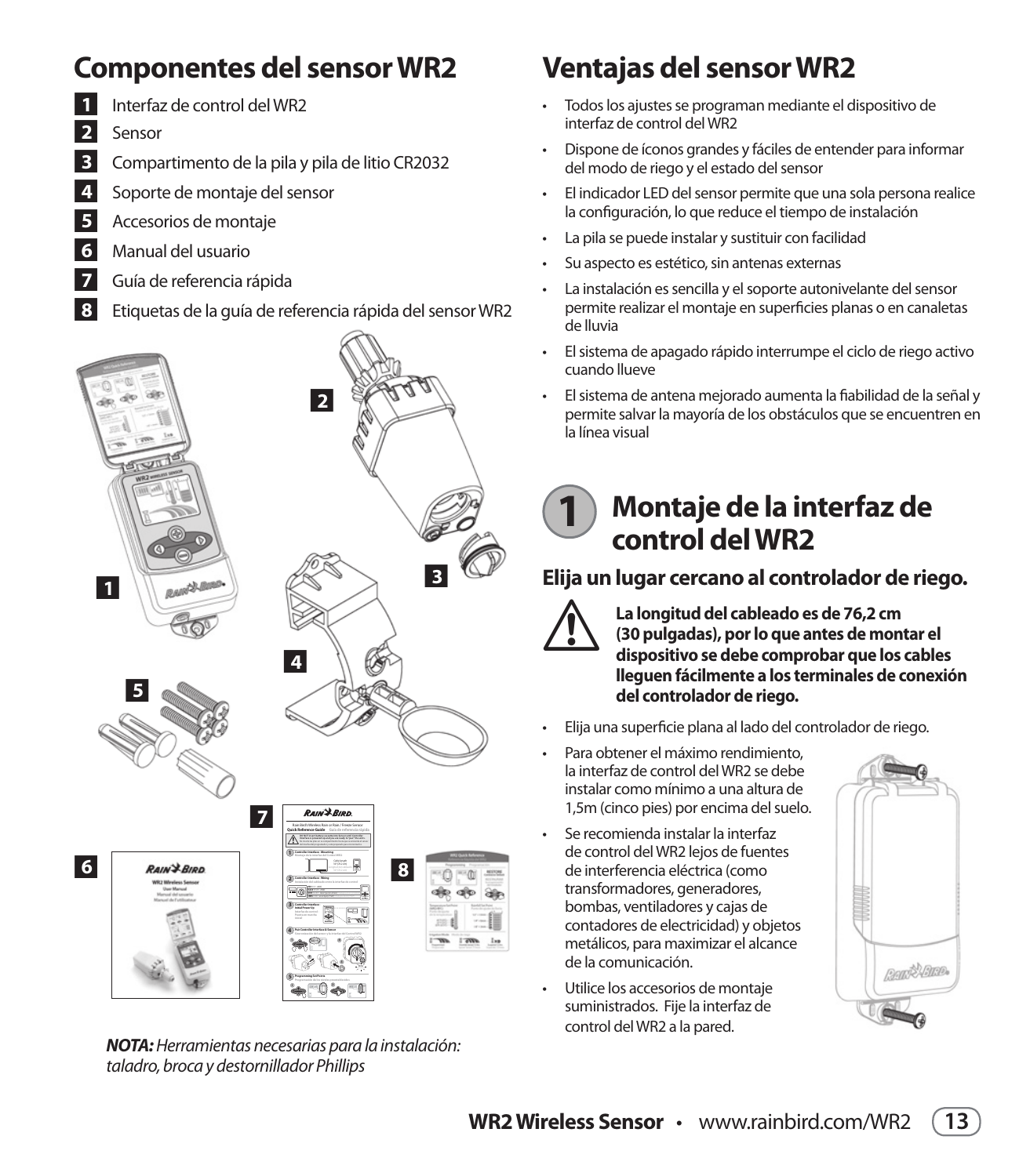## Componentes del sensor WR2

1. Interfaz de control del WR2
2. Sensor
3. Compartimento de la pila y pila de litio CR2032
4. Soporte de montaje del sensor
5. Accesorios de montaje
6. Manual del usuario
7. Guía de referencia rápida
8. Etiquetas de la guía de referencia rápida del sensor WR2

***NOTA:** Herramientas necesarias para la instalación: taladro, broca y destornillador Phillips*

## Ventajas del sensor WR2

- Todos los ajustes se programan mediante el dispositivo de interfaz de control del WR2
- Dispone de íconos grandes y fáciles de entender para informar del modo de riego y el estado del sensor
- El indicador LED del sensor permite que una sola persona realice la configuración, lo que reduce el tiempo de instalación
- La pila se puede instalar y sustituir con facilidad
- Su aspecto es estético, sin antenas externas
- La instalación es sencilla y el soporte autonivelante del sensor permite realizar el montaje en superficies planas o en canaletas de lluvia
- El sistema de apagado rápido interrumpe el ciclo de riego activo cuando llueve
- El sistema de antena mejorado aumenta la fiabilidad de la señal y permite salvar la mayoría de los obstáculos que se encuentren en la línea visual

## 1 Montaje de la interfaz de control del WR2

### Elija un lugar cercano al controlador de riego.

**La longitud del cableado es de 76,2 cm (30 pulgadas), por lo que antes de montar el dispositivo se debe comprobar que los cables lleguen fácilmente a los terminales de conexión del controlador de riego.**

- Elija una superficie plana al lado del controlador de riego.
- Para obtener el máximo rendimiento, la interfaz de control del WR2 se debe instalar como mínimo a una altura de 1,5m (cinco pies) por encima del suelo.
- Se recomienda instalar la interfaz de control del WR2 lejos de fuentes de interferencia eléctrica (como transformadores, generadores, bombas, ventiladores y cajas de contadores de electricidad) y objetos metálicos, para maximizar el alcance de la comunicación.
- Utilice los accesorios de montaje suministrados. Fije la interfaz de control del WR2 a la pared.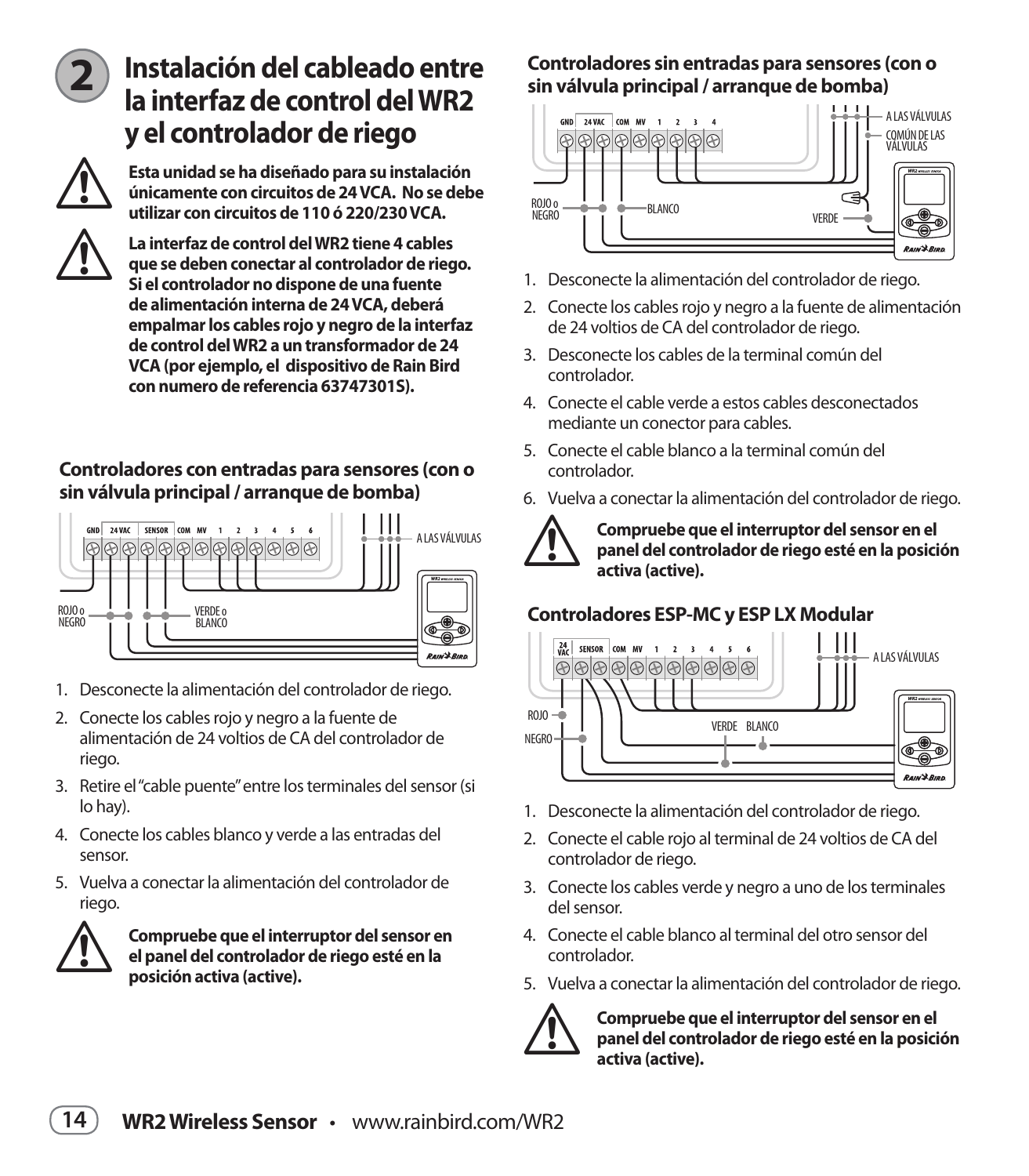## 2 Instalación del cableado entre la interfaz de control del WR2 y el controlador de riego

**Esta unidad se ha diseñado para su instalación únicamente con circuitos de 24 VCA. No se debe utilizar con circuitos de 110 ó 220/230 VCA.**

**La interfaz de control del WR2 tiene 4 cables que se deben conectar al controlador de riego. Si el controlador no dispone de una fuente de alimentación interna de 24 VCA, deberá empalmar los cables rojo y negro de la interfaz de control del WR2 a un transformador de 24 VCA (por ejemplo, el dispositivo de Rain Bird con numero de referencia 63747301S).**

### Controladores con entradas para sensores (con o sin válvula principal / arranque de bomba)

GND 24 VAC SENSOR COM MV 1 2 3 4 5 6

A LAS VÁLVULAS

ROJO o NEGRO

VERDE o BLANCO

1. Desconecte la alimentación del controlador de riego.
2. Conecte los cables rojo y negro a la fuente de alimentación de 24 voltios de CA del controlador de riego.
3. Retire el "cable puente" entre los terminales del sensor (si lo hay).
4. Conecte los cables blanco y verde a las entradas del sensor.
5. Vuelva a conectar la alimentación del controlador de riego.

**Compruebe que el interruptor del sensor en el panel del controlador de riego esté en la posición activa (active).**

### Controladores sin entradas para sensores (con o sin válvula principal / arranque de bomba)

GND 24 VAC COM MV 1 2 3 4

A LAS VÁLVULAS

COMÚN DE LAS VÁLVULAS

ROJO o NEGRO

BLANCO

VERDE

1. Desconecte la alimentación del controlador de riego.
2. Conecte los cables rojo y negro a la fuente de alimentación de 24 voltios de CA del controlador de riego.
3. Desconecte los cables de la terminal común del controlador.
4. Conecte el cable verde a estos cables desconectados mediante un conector para cables.
5. Conecte el cable blanco a la terminal común del controlador.
6. Vuelva a conectar la alimentación del controlador de riego.

**Compruebe que el interruptor del sensor en el panel del controlador de riego esté en la posición activa (active).**

### Controladores ESP-MC y ESP LX Modular

24 VAC SENSOR COM MV 1 2 3 4 5 6

A LAS VÁLVULAS

ROJO

NEGRO

VERDE BLANCO

1. Desconecte la alimentación del controlador de riego.
2. Conecte el cable rojo al terminal de 24 voltios de CA del controlador de riego.
3. Conecte los cables verde y negro a uno de los terminales del sensor.
4. Conecte el cable blanco al terminal del otro sensor del controlador.
5. Vuelva a conectar la alimentación del controlador de riego.

**Compruebe que el interruptor del sensor en el panel del controlador de riego esté en la posición activa (active).**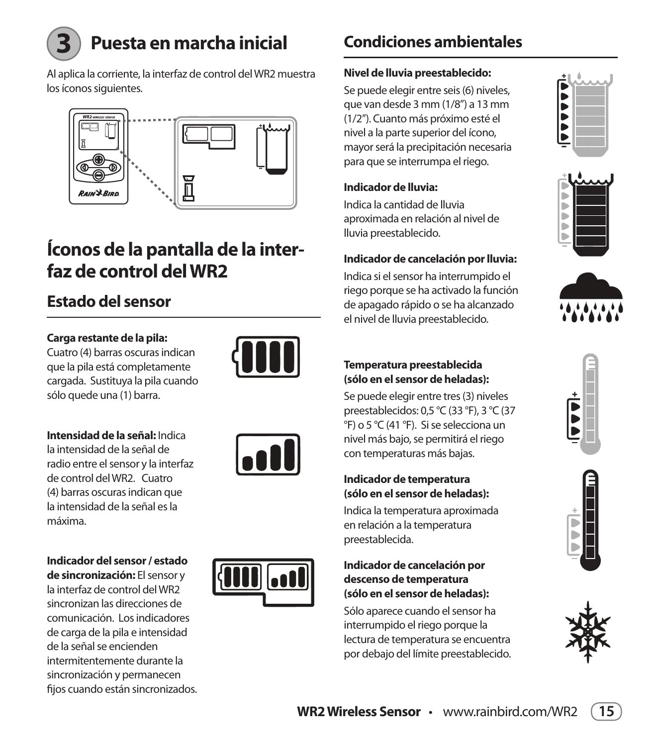# 3 Puesta en marcha inicial

Al aplica la corriente, la interfaz de control del WR2 muestra los íconos siguientes.

# Íconos de la pantalla de la interfaz de control del WR2

## Estado del sensor

**Carga restante de la pila:** Cuatro (4) barras oscuras indican que la pila está completamente cargada. Sustituya la pila cuando sólo quede una (1) barra.

**Intensidad de la señal:** Indica la intensidad de la señal de radio entre el sensor y la interfaz de control del WR2. Cuatro (4) barras oscuras indican que la intensidad de la señal es la máxima.

**Indicador del sensor / estado de sincronización:** El sensor y la interfaz de control del WR2 sincronizan las direcciones de comunicación. Los indicadores de carga de la pila e intensidad de la señal se encienden intermitentemente durante la sincronización y permanecen fijos cuando están sincronizados.

## Condiciones ambientales

**Nivel de lluvia preestablecido:** Se puede elegir entre seis (6) niveles, que van desde 3 mm (1/8") a 13 mm (1/2"). Cuanto más próximo esté el nivel a la parte superior del ícono, mayor será la precipitación necesaria para que se interrumpa el riego.

**Indicador de lluvia:** Indica la cantidad de lluvia aproximada en relación al nivel de lluvia preestablecido.

**Indicador de cancelación por lluvia:** Indica si el sensor ha interrumpido el riego porque se ha activado la función de apagado rápido o se ha alcanzado el nivel de lluvia preestablecido.

**Temperatura preestablecida (sólo en el sensor de heladas):** Se puede elegir entre tres (3) niveles preestablecidos: 0,5 °C (33 °F), 3 °C (37 °F) o 5 °C (41 °F). Si se selecciona un nivel más bajo, se permitirá el riego con temperaturas más bajas.

**Indicador de temperatura (sólo en el sensor de heladas):** Indica la temperatura aproximada en relación a la temperatura preestablecida.

**Indicador de cancelación por descenso de temperatura (sólo en el sensor de heladas):** Sólo aparece cuando el sensor ha interrumpido el riego porque la lectura de temperatura se encuentra por debajo del límite preestablecido.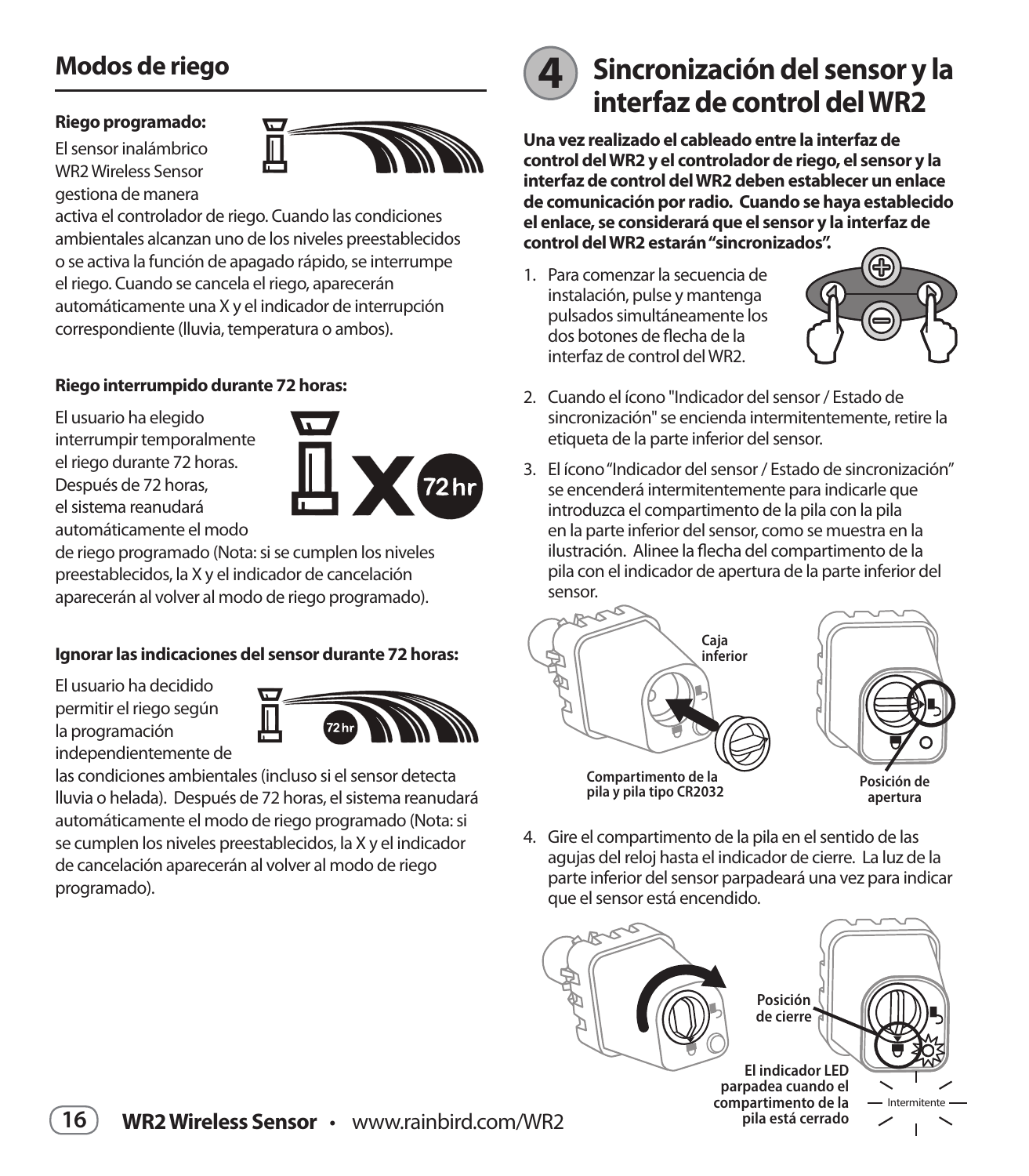## Modos de riego

**Riego programado:**

El sensor inalámbrico WR2 Wireless Sensor gestiona de manera activa el controlador de riego. Cuando las condiciones ambientales alcanzan uno de los niveles preestablecidos o se activa la función de apagado rápido, se interrumpe el riego. Cuando se cancela el riego, aparecerán automáticamente una X y el indicador de interrupción correspondiente (lluvia, temperatura o ambos).

**Riego interrumpido durante 72 horas:**

El usuario ha elegido interrumpir temporalmente el riego durante 72 horas. Después de 72 horas, el sistema reanudará automáticamente el modo de riego programado (Nota: si se cumplen los niveles preestablecidos, la X y el indicador de cancelación aparecerán al volver al modo de riego programado).

**Ignorar las indicaciones del sensor durante 72 horas:**

El usuario ha decidido permitir el riego según la programación independientemente de las condiciones ambientales (incluso si el sensor detecta lluvia o helada). Después de 72 horas, el sistema reanudará automáticamente el modo de riego programado (Nota: si se cumplen los niveles preestablecidos, la X y el indicador de cancelación aparecerán al volver al modo de riego programado).

## 4 Sincronización del sensor y la interfaz de control del WR2

**Una vez realizado el cableado entre la interfaz de control del WR2 y el controlador de riego, el sensor y la interfaz de control del WR2 deben establecer un enlace de comunicación por radio. Cuando se haya establecido el enlace, se considerará que el sensor y la interfaz de control del WR2 estarán "sincronizados".**

1. Para comenzar la secuencia de instalación, pulse y mantenga pulsados simultáneamente los dos botones de flecha de la interfaz de control del WR2.
2. Cuando el ícono "Indicador del sensor / Estado de sincronización" se encienda intermitentemente, retire la etiqueta de la parte inferior del sensor.
3. El ícono "Indicador del sensor / Estado de sincronización" se encenderá intermitentemente para indicarle que introduzca el compartimento de la pila con la pila en la parte inferior del sensor, como se muestra en la ilustración. Alinee la flecha del compartimento de la pila con el indicador de apertura de la parte inferior del sensor.

Caja inferior

Compartimento de la pila y pila tipo CR2032

Posición de apertura

4. Gire el compartimento de la pila en el sentido de las agujas del reloj hasta el indicador de cierre. La luz de la parte inferior del sensor parpadeará una vez para indicar que el sensor está encendido.

Posición de cierre

El indicador LED parpadea cuando el compartimento de la pila está cerrado

Intermitente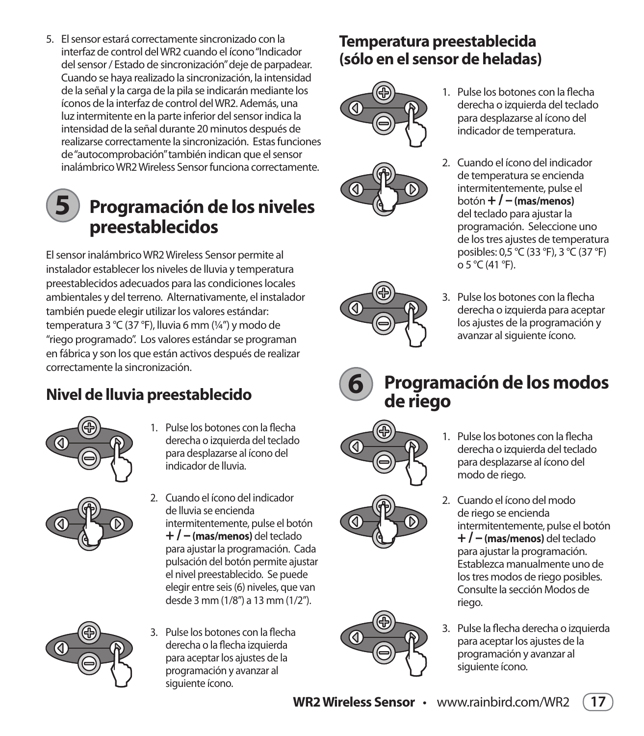5. El sensor estará correctamente sincronizado con la interfaz de control del WR2 cuando el ícono "Indicador del sensor / Estado de sincronización" deje de parpadear. Cuando se haya realizado la sincronización, la intensidad de la señal y la carga de la pila se indicarán mediante los íconos de la interfaz de control del WR2. Además, una luz intermitente en la parte inferior del sensor indica la intensidad de la señal durante 20 minutos después de realizarse correctamente la sincronización. Estas funciones de "autocomprobación" también indican que el sensor inalámbrico WR2 Wireless Sensor funciona correctamente.

# 5 Programación de los niveles preestablecidos

El sensor inalámbrico WR2 Wireless Sensor permite al instalador establecer los niveles de lluvia y temperatura preestablecidos adecuados para las condiciones locales ambientales y del terreno. Alternativamente, el instalador también puede elegir utilizar los valores estándar: temperatura 3 °C (37 °F), lluvia 6 mm (¼") y modo de "riego programado". Los valores estándar se programan en fábrica y son los que están activos después de realizar correctamente la sincronización.

## Nivel de lluvia preestablecido

1. Pulse los botones con la flecha derecha o izquierda del teclado para desplazarse al ícono del indicador de lluvia.
2. Cuando el ícono del indicador de lluvia se encienda intermitentemente, pulse el botón **+ / – (mas/menos)** del teclado para ajustar la programación. Cada pulsación del botón permite ajustar el nivel preestablecido. Se puede elegir entre seis (6) niveles, que van desde 3 mm (1/8") a 13 mm (1/2").
3. Pulse los botones con la flecha derecha o la flecha izquierda para aceptar los ajustes de la programación y avanzar al siguiente ícono.

## Temperatura preestablecida (sólo en el sensor de heladas)

1. Pulse los botones con la flecha derecha o izquierda del teclado para desplazarse al ícono del indicador de temperatura.
2. Cuando el ícono del indicador de temperatura se encienda intermitentemente, pulse el botón **+ / – (mas/menos)** del teclado para ajustar la programación. Seleccione uno de los tres ajustes de temperatura posibles: 0,5 °C (33 °F), 3 °C (37 °F) o 5 °C (41 °F).
3. Pulse los botones con la flecha derecha o izquierda para aceptar los ajustes de la programación y avanzar al siguiente ícono.

# 6 Programación de los modos de riego

1. Pulse los botones con la flecha derecha o izquierda del teclado para desplazarse al ícono del modo de riego.
2. Cuando el ícono del modo de riego se encienda intermitentemente, pulse el botón **+ / – (mas/menos)** del teclado para ajustar la programación. Establezca manualmente uno de los tres modos de riego posibles. Consulte la sección Modos de riego.
3. Pulse la flecha derecha o izquierda para aceptar los ajustes de la programación y avanzar al siguiente ícono.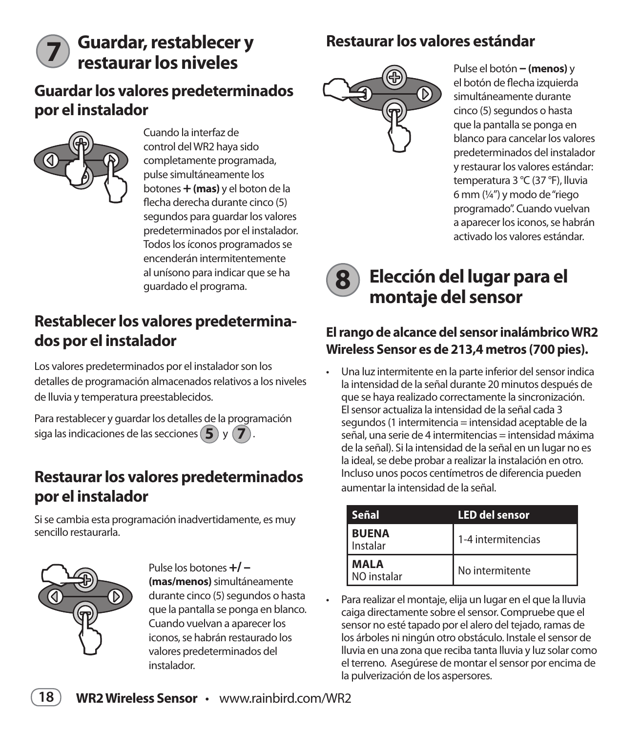# 7 Guardar, restablecer y restaurar los niveles

## Guardar los valores predeterminados por el instalador

Cuando la interfaz de control del WR2 haya sido completamente programada, pulse simultáneamente los botones **+ (mas)** y el boton de la flecha derecha durante cinco (5) segundos para guardar los valores predeterminados por el instalador. Todos los íconos programados se encenderán intermitentemente al unísono para indicar que se ha guardado el programa.

## Restablecer los valores predeterminados por el instalador

Los valores predeterminados por el instalador son los detalles de programación almacenados relativos a los niveles de lluvia y temperatura preestablecidos.

Para restablecer y guardar los detalles de la programación siga las indicaciones de las secciones **5** y **7**.

## Restaurar los valores predeterminados por el instalador

Si se cambia esta programación inadvertidamente, es muy sencillo restaurarla.

Pulse los botones **+/ – (mas/menos)** simultáneamente durante cinco (5) segundos o hasta que la pantalla se ponga en blanco. Cuando vuelvan a aparecer los iconos, se habrán restaurado los valores predeterminados del instalador.

## Restaurar los valores estándar

Pulse el botón **– (menos)** y el botón de flecha izquierda simultáneamente durante cinco (5) segundos o hasta que la pantalla se ponga en blanco para cancelar los valores predeterminados del instalador y restaurar los valores estándar: temperatura 3 °C (37 °F), lluvia 6 mm (¼") y modo de "riego programado". Cuando vuelvan a aparecer los iconos, se habrán activado los valores estándar.

# 8 Elección del lugar para el montaje del sensor

### El rango de alcance del sensor inalámbrico WR2 Wireless Sensor es de 213,4 metros (700 pies).

- Una luz intermitente en la parte inferior del sensor indica la intensidad de la señal durante 20 minutos después de que se haya realizado correctamente la sincronización. El sensor actualiza la intensidad de la señal cada 3 segundos (1 intermitencia = intensidad aceptable de la señal, una serie de 4 intermitencias = intensidad máxima de la señal). Si la intensidad de la señal en un lugar no es la ideal, se debe probar a realizar la instalación en otro. Incluso unos pocos centímetros de diferencia pueden aumentar la intensidad de la señal.

| Señal | LED del sensor |
|---|---|
| **BUENA** Instalar | 1-4 intermitencias |
| **MALA** NO instalar | No intermitente |

- Para realizar el montaje, elija un lugar en el que la lluvia caiga directamente sobre el sensor. Compruebe que el sensor no esté tapado por el alero del tejado, ramas de los árboles ni ningún otro obstáculo. Instale el sensor de lluvia en una zona que reciba tanta lluvia y luz solar como el terreno. Asegúrese de montar el sensor por encima de la pulverización de los aspersores.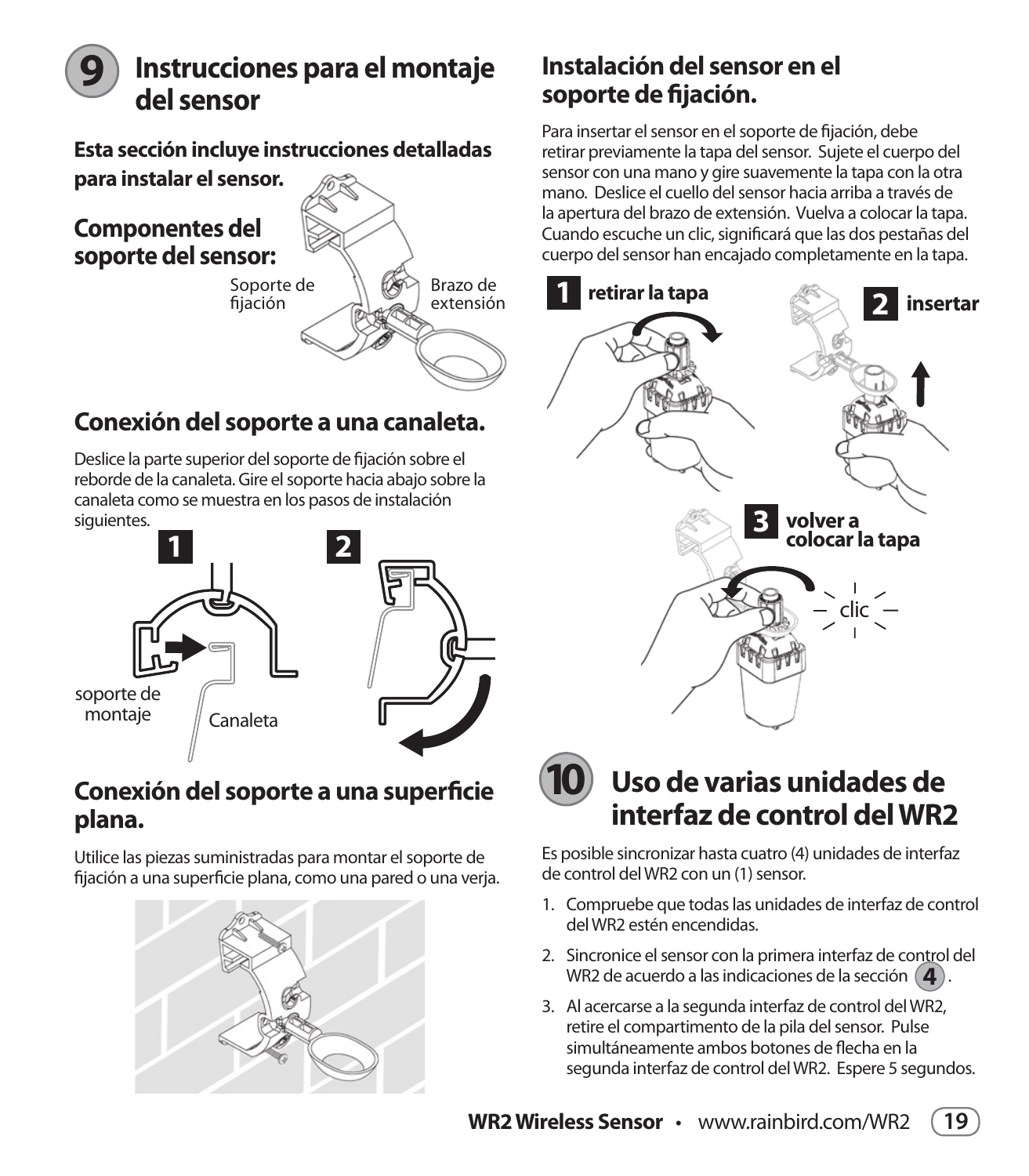# 9 Instrucciones para el montaje del sensor

**Esta sección incluye instrucciones detalladas para instalar el sensor.**

## Componentes del soporte del sensor:

Soporte de fijación

Brazo de extensión

## Conexión del soporte a una canaleta.

Deslice la parte superior del soporte de fijación sobre el reborde de la canaleta. Gire el soporte hacia abajo sobre la canaleta como se muestra en los pasos de instalación siguientes.

**1**

soporte de montaje

Canaleta

**2**

## Conexión del soporte a una superficie plana.

Utilice las piezas suministradas para montar el soporte de fijación a una superficie plana, como una pared o una verja.

## Instalación del sensor en el soporte de fijación.

Para insertar el sensor en el soporte de fijación, debe retirar previamente la tapa del sensor. Sujete el cuerpo del sensor con una mano y gire suavemente la tapa con la otra mano. Deslice el cuello del sensor hacia arriba a través de la apertura del brazo de extensión. Vuelva a colocar la tapa. Cuando escuche un clic, significará que las dos pestañas del cuerpo del sensor han encajado completamente en la tapa.

**1 retirar la tapa**

**2 insertar**

**3 volver a colocar la tapa**

clic

# 10 Uso de varias unidades de interfaz de control del WR2

Es posible sincronizar hasta cuatro (4) unidades de interfaz de control del WR2 con un (1) sensor.

1. Compruebe que todas las unidades de interfaz de control del WR2 estén encendidas.
2. Sincronice el sensor con la primera interfaz de control del WR2 de acuerdo a las indicaciones de la sección **4**.
3. Al acercarse a la segunda interfaz de control del WR2, retire el compartimento de la pila del sensor. Pulse simultáneamente ambos botones de flecha en la segunda interfaz de control del WR2. Espere 5 segundos.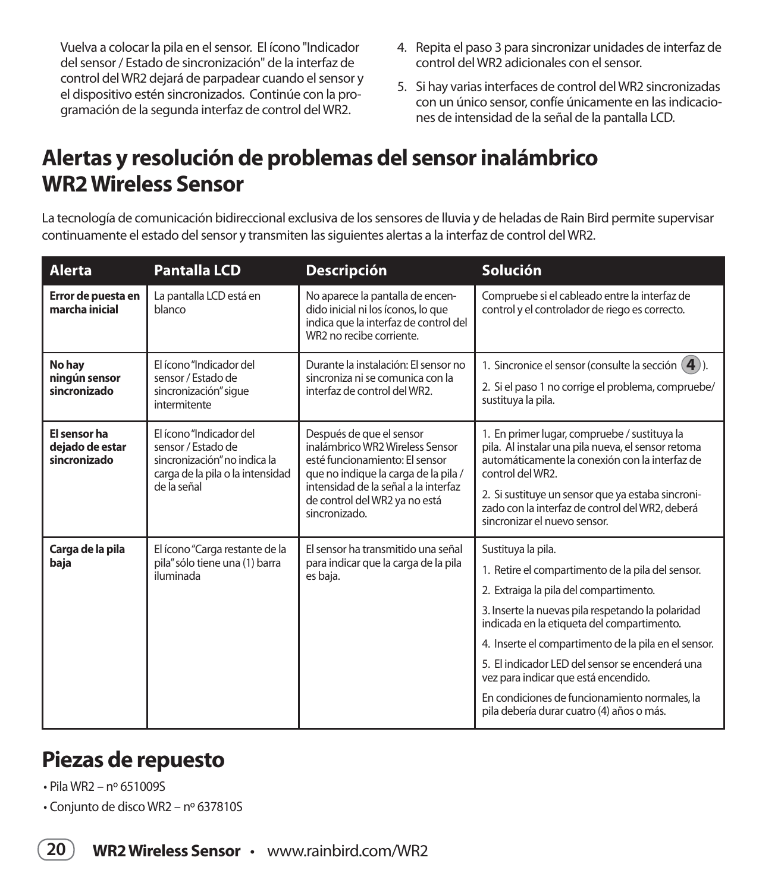Vuelva a colocar la pila en el sensor. El ícono "Indicador del sensor / Estado de sincronización" de la interfaz de control del WR2 dejará de parpadear cuando el sensor y el dispositivo estén sincronizados. Continúe con la programación de la segunda interfaz de control del WR2.

4. Repita el paso 3 para sincronizar unidades de interfaz de control del WR2 adicionales con el sensor.
5. Si hay varias interfaces de control del WR2 sincronizadas con un único sensor, confíe únicamente en las indicaciones de intensidad de la señal de la pantalla LCD.

# Alertas y resolución de problemas del sensor inalámbrico WR2 Wireless Sensor

La tecnología de comunicación bidireccional exclusiva de los sensores de lluvia y de heladas de Rain Bird permite supervisar continuamente el estado del sensor y transmiten las siguientes alertas a la interfaz de control del WR2.

| Alerta | Pantalla LCD | Descripción | Solución |
|---|---|---|---|
| **Error de puesta en marcha inicial** | La pantalla LCD está en blanco | No aparece la pantalla de encendido inicial ni los íconos, lo que indica que la interfaz de control del WR2 no recibe corriente. | Compruebe si el cableado entre la interfaz de control y el controlador de riego es correcto. |
| **No hay ningún sensor sincronizado** | El ícono "Indicador del sensor / Estado de sincronización" sigue intermitente | Durante la instalación: El sensor no sincroniza ni se comunica con la interfaz de control del WR2. | 1. Sincronice el sensor (consulte la sección 4). 2. Si el paso 1 no corrige el problema, compruebe/ sustituya la pila. |
| **El sensor ha dejado de estar sincronizado** | El ícono "Indicador del sensor / Estado de sincronización" no indica la carga de la pila o la intensidad de la señal | Después de que el sensor inalámbrico WR2 Wireless Sensor esté funcionamiento: El sensor que no indique la carga de la pila / intensidad de la señal a la interfaz de control del WR2 ya no está sincronizado. | 1. En primer lugar, compruebe / sustituya la pila. Al instalar una pila nueva, el sensor retoma automáticamente la conexión con la interfaz de control del WR2. 2. Si sustituye un sensor que ya estaba sincronizado con la interfaz de control del WR2, deberá sincronizar el nuevo sensor. |
| **Carga de la pila baja** | El ícono "Carga restante de la pila" sólo tiene una (1) barra iluminada | El sensor ha transmitido una señal para indicar que la carga de la pila es baja. | Sustituya la pila. 1. Retire el compartimento de la pila del sensor. 2. Extraiga la pila del compartimento. 3. Inserte la nuevas pila respetando la polaridad indicada en la etiqueta del compartimento. 4. Inserte el compartimento de la pila en el sensor. 5. El indicador LED del sensor se encenderá una vez para indicar que está encendido. En condiciones de funcionamiento normales, la pila debería durar cuatro (4) años o más. |

# Piezas de repuesto

- Pila WR2 – nº 651009S
- Conjunto de disco WR2 – nº 637810S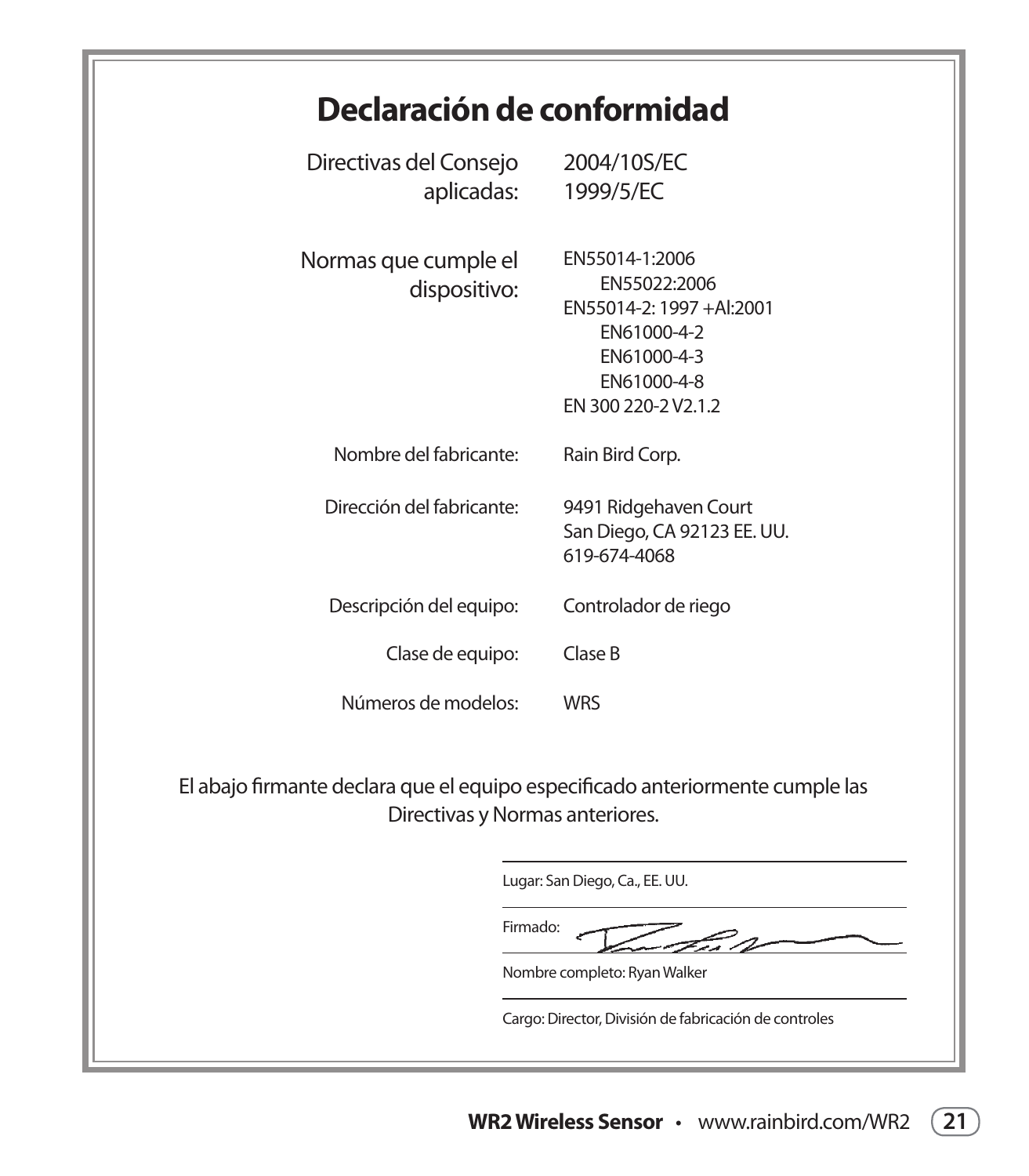# Declaración de conformidad

| | |
|---|---|
| Directivas del Consejo aplicadas: | 2004/10S/EC<br>1999/5/EC |
| Normas que cumple el dispositivo: | EN55014-1:2006<br>EN55022:2006<br>EN55014-2: 1997 +Al:2001<br>EN61000-4-2<br>EN61000-4-3<br>EN61000-4-8<br>EN 300 220-2 V2.1.2 |
| Nombre del fabricante: | Rain Bird Corp. |
| Dirección del fabricante: | 9491 Ridgehaven Court<br>San Diego, CA 92123 EE. UU.<br>619-674-4068 |
| Descripción del equipo: | Controlador de riego |
| Clase de equipo: | Clase B |
| Números de modelos: | WRS |

El abajo firmante declara que el equipo especificado anteriormente cumple las Directivas y Normas anteriores.

Lugar: San Diego, Ca., EE. UU.

Firmado:

Nombre completo: Ryan Walker

Cargo: Director, División de fabricación de controles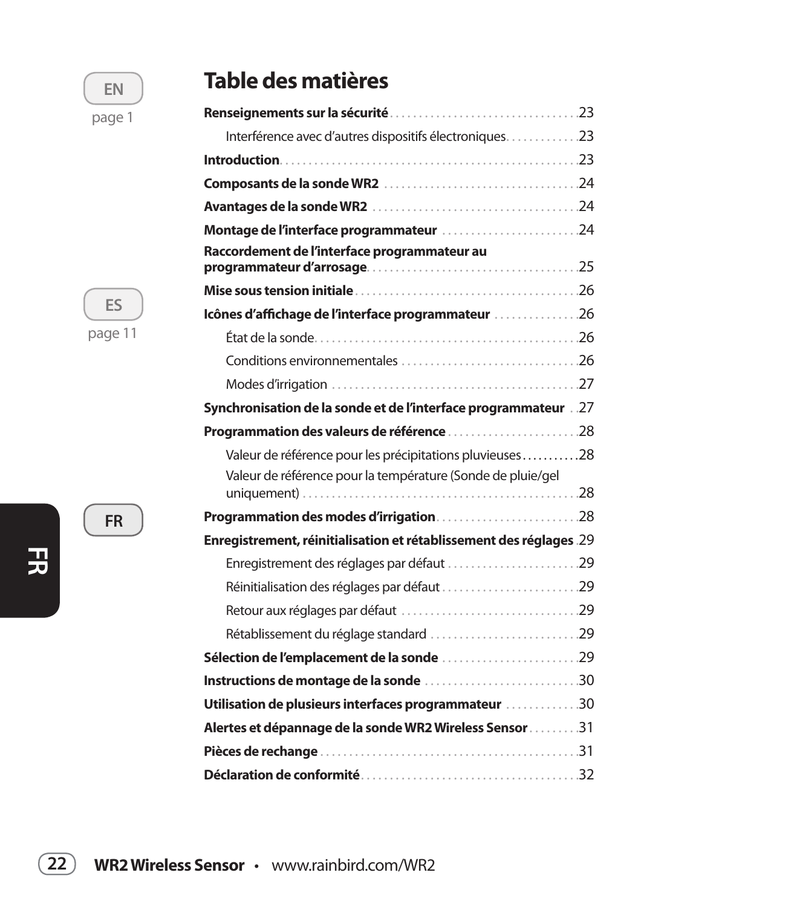# Table des matières

**Renseignements sur la sécurité** ..... 23

- Interférence avec d'autres dispositifs électroniques ..... 23

**Introduction** ..... 23

**Composants de la sonde WR2** ..... 24

**Avantages de la sonde WR2** ..... 24

**Montage de l'interface programmateur** ..... 24

**Raccordement de l'interface programmateur au programmateur d'arrosage** ..... 25

**Mise sous tension initiale** ..... 26

**Icônes d'affichage de l'interface programmateur** ..... 26

- État de la sonde ..... 26
- Conditions environnementales ..... 26
- Modes d'irrigation ..... 27

**Synchronisation de la sonde et de l'interface programmateur** ..... 27

**Programmation des valeurs de référence** ..... 28

- Valeur de référence pour les précipitations pluvieuses ..... 28
- Valeur de référence pour la température (Sonde de pluie/gel uniquement) ..... 28

**Programmation des modes d'irrigation** ..... 28

**Enregistrement, réinitialisation et rétablissement des réglages** ..... 29

- Enregistrement des réglages par défaut ..... 29
- Réinitialisation des réglages par défaut ..... 29
- Retour aux réglages par défaut ..... 29
- Rétablissement du réglage standard ..... 29

**Sélection de l'emplacement de la sonde** ..... 29

**Instructions de montage de la sonde** ..... 30

**Utilisation de plusieurs interfaces programmateur** ..... 30

**Alertes et dépannage de la sonde WR2 Wireless Sensor** ..... 31

**Pièces de rechange** ..... 31

**Déclaration de conformité** ..... 32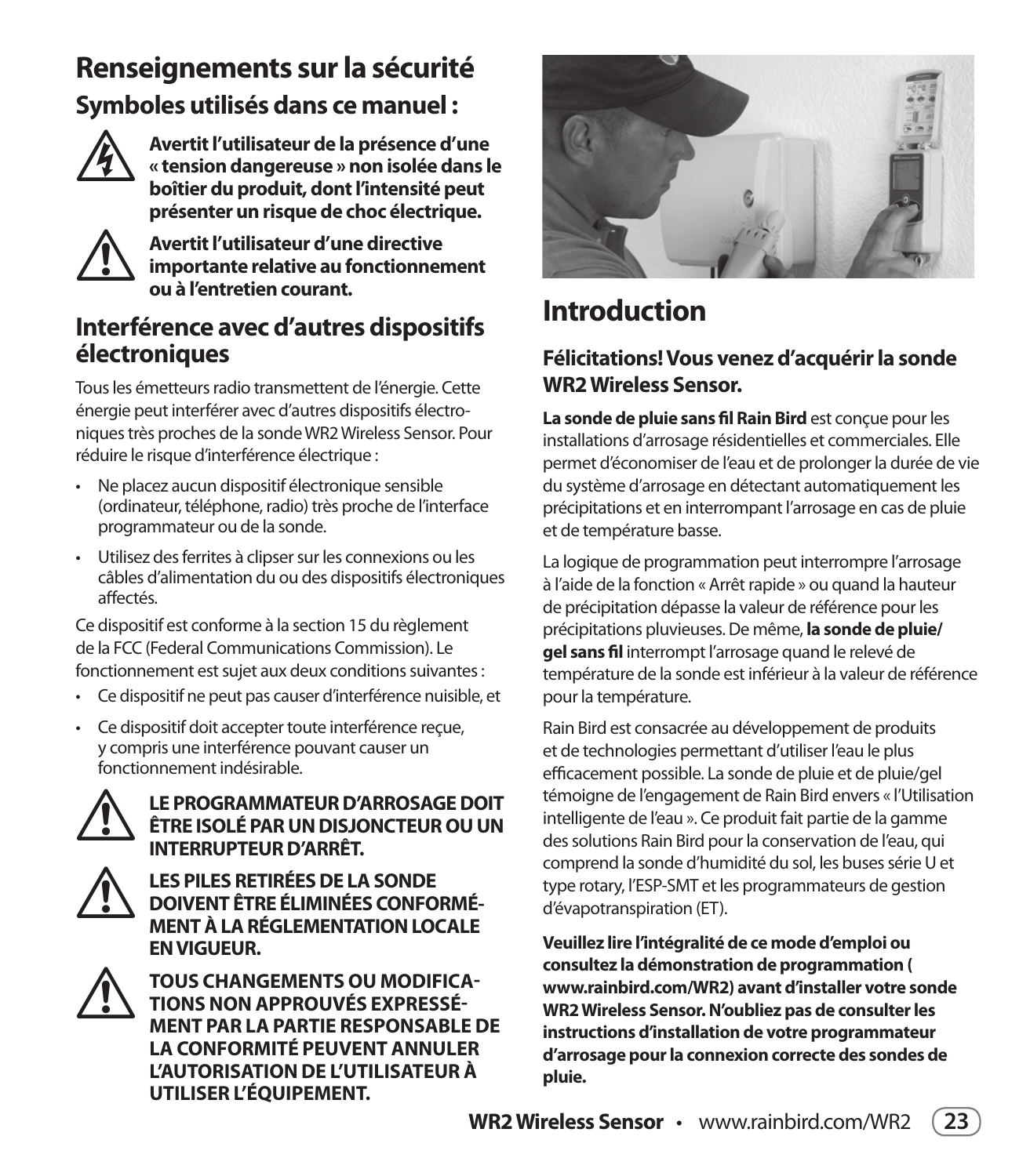# Renseignements sur la sécurité

## Symboles utilisés dans ce manuel :

**Avertit l'utilisateur de la présence d'une « tension dangereuse » non isolée dans le boîtier du produit, dont l'intensité peut présenter un risque de choc électrique.**

**Avertit l'utilisateur d'une directive importante relative au fonctionnement ou à l'entretien courant.**

## Interférence avec d'autres dispositifs électroniques

Tous les émetteurs radio transmettent de l'énergie. Cette énergie peut interférer avec d'autres dispositifs électroniques très proches de la sonde WR2 Wireless Sensor. Pour réduire le risque d'interférence électrique :

- Ne placez aucun dispositif électronique sensible (ordinateur, téléphone, radio) très proche de l'interface programmateur ou de la sonde.
- Utilisez des ferrites à clipser sur les connexions ou les câbles d'alimentation du ou des dispositifs électroniques affectés.

Ce dispositif est conforme à la section 15 du règlement de la FCC (Federal Communications Commission). Le fonctionnement est sujet aux deux conditions suivantes :

- Ce dispositif ne peut pas causer d'interférence nuisible, et
- Ce dispositif doit accepter toute interférence reçue, y compris une interférence pouvant causer un fonctionnement indésirable.

**LE PROGRAMMATEUR D'ARROSAGE DOIT ÊTRE ISOLÉ PAR UN DISJONCTEUR OU UN INTERRUPTEUR D'ARRÊT.**

**LES PILES RETIRÉES DE LA SONDE DOIVENT ÊTRE ÉLIMINÉES CONFORMÉMENT À LA RÉGLEMENTATION LOCALE EN VIGUEUR.**

**TOUS CHANGEMENTS OU MODIFICATIONS NON APPROUVÉS EXPRESSÉMENT PAR LA PARTIE RESPONSABLE DE LA CONFORMITÉ PEUVENT ANNULER L'AUTORISATION DE L'UTILISATEUR À UTILISER L'ÉQUIPEMENT.**

# Introduction

### Félicitations! Vous venez d'acquérir la sonde WR2 Wireless Sensor.

**La sonde de pluie sans fil Rain Bird** est conçue pour les installations d'arrosage résidentielles et commerciales. Elle permet d'économiser de l'eau et de prolonger la durée de vie du système d'arrosage en détectant automatiquement les précipitations et en interrompant l'arrosage en cas de pluie et de température basse.

La logique de programmation peut interrompre l'arrosage à l'aide de la fonction « Arrêt rapide » ou quand la hauteur de précipitation dépasse la valeur de référence pour les précipitations pluvieuses. De même, **la sonde de pluie/gel sans fil** interrompt l'arrosage quand le relevé de température de la sonde est inférieur à la valeur de référence pour la température.

Rain Bird est consacrée au développement de produits et de technologies permettant d'utiliser l'eau le plus efficacement possible. La sonde de pluie et de pluie/gel témoigne de l'engagement de Rain Bird envers « l'Utilisation intelligente de l'eau ». Ce produit fait partie de la gamme des solutions Rain Bird pour la conservation de l'eau, qui comprend la sonde d'humidité du sol, les buses série U et type rotary, l'ESP-SMT et les programmateurs de gestion d'évapotranspiration (ET).

**Veuillez lire l'intégralité de ce mode d'emploi ou consultez la démonstration de programmation ( www.rainbird.com/WR2) avant d'installer votre sonde WR2 Wireless Sensor. N'oubliez pas de consulter les instructions d'installation de votre programmateur d'arrosage pour la connexion correcte des sondes de pluie.**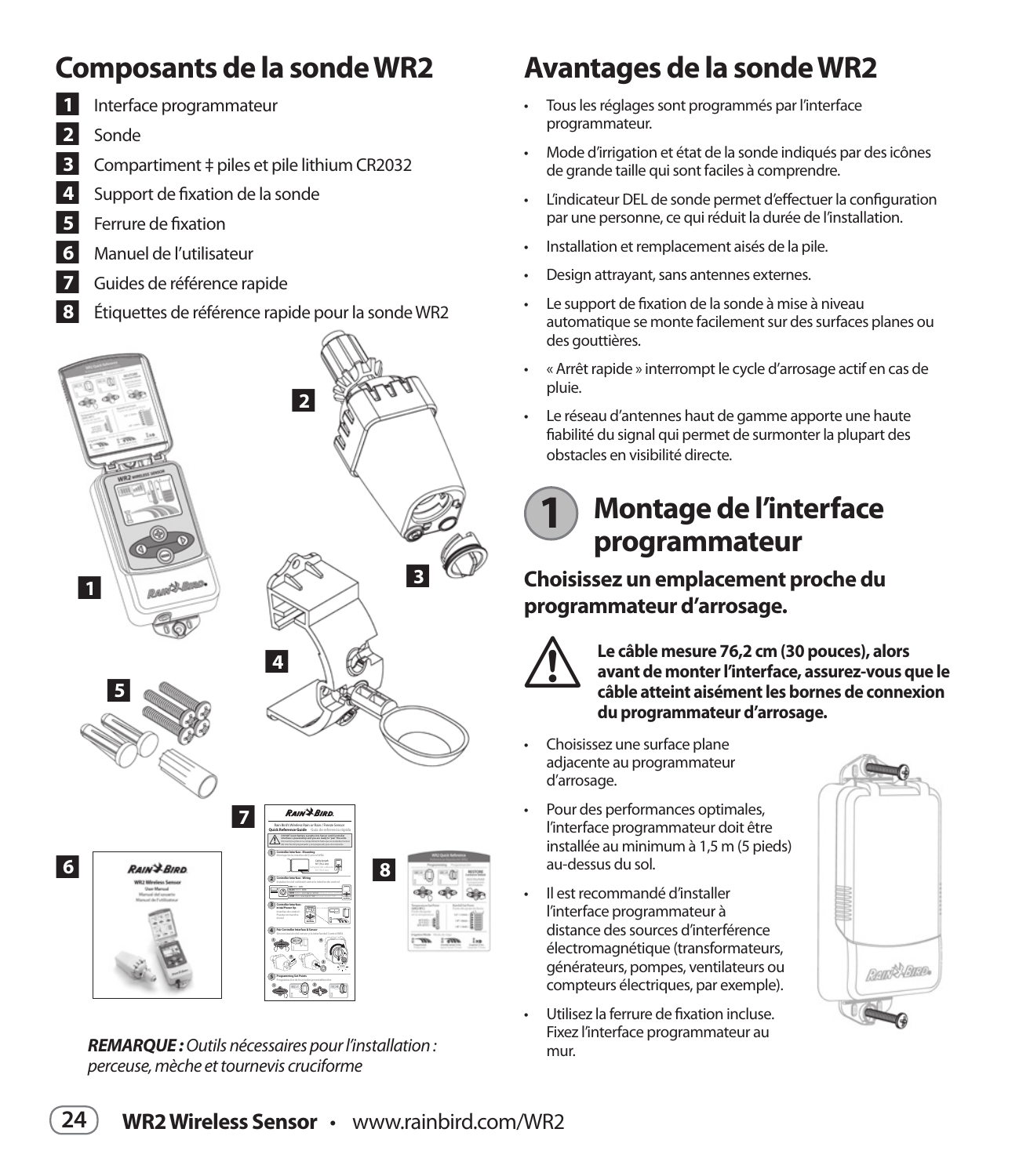# Composants de la sonde WR2

1. Interface programmateur
2. Sonde
3. Compartiment ‡ piles et pile lithium CR2032
4. Support de fixation de la sonde
5. Ferrure de fixation
6. Manuel de l'utilisateur
7. Guides de référence rapide
8. Étiquettes de référence rapide pour la sonde WR2

***REMARQUE :*** *Outils nécessaires pour l'installation : perceuse, mèche et tournevis cruciforme*

# Avantages de la sonde WR2

- Tous les réglages sont programmés par l'interface programmateur.
- Mode d'irrigation et état de la sonde indiqués par des icônes de grande taille qui sont faciles à comprendre.
- L'indicateur DEL de sonde permet d'effectuer la configuration par une personne, ce qui réduit la durée de l'installation.
- Installation et remplacement aisés de la pile.
- Design attrayant, sans antennes externes.
- Le support de fixation de la sonde à mise à niveau automatique se monte facilement sur des surfaces planes ou des gouttières.
- « Arrêt rapide » interrompt le cycle d'arrosage actif en cas de pluie.
- Le réseau d'antennes haut de gamme apporte une haute fiabilité du signal qui permet de surmonter la plupart des obstacles en visibilité directe.

# 1 Montage de l'interface programmateur

## Choisissez un emplacement proche du programmateur d'arrosage.

**Le câble mesure 76,2 cm (30 pouces), alors avant de monter l'interface, assurez-vous que le câble atteint aisément les bornes de connexion du programmateur d'arrosage.**

- Choisissez une surface plane adjacente au programmateur d'arrosage.
- Pour des performances optimales, l'interface programmateur doit être installée au minimum à 1,5 m (5 pieds) au-dessus du sol.
- Il est recommandé d'installer l'interface programmateur à distance des sources d'interférence électromagnétique (transformateurs, générateurs, pompes, ventilateurs ou compteurs électriques, par exemple).
- Utilisez la ferrure de fixation incluse. Fixez l'interface programmateur au mur.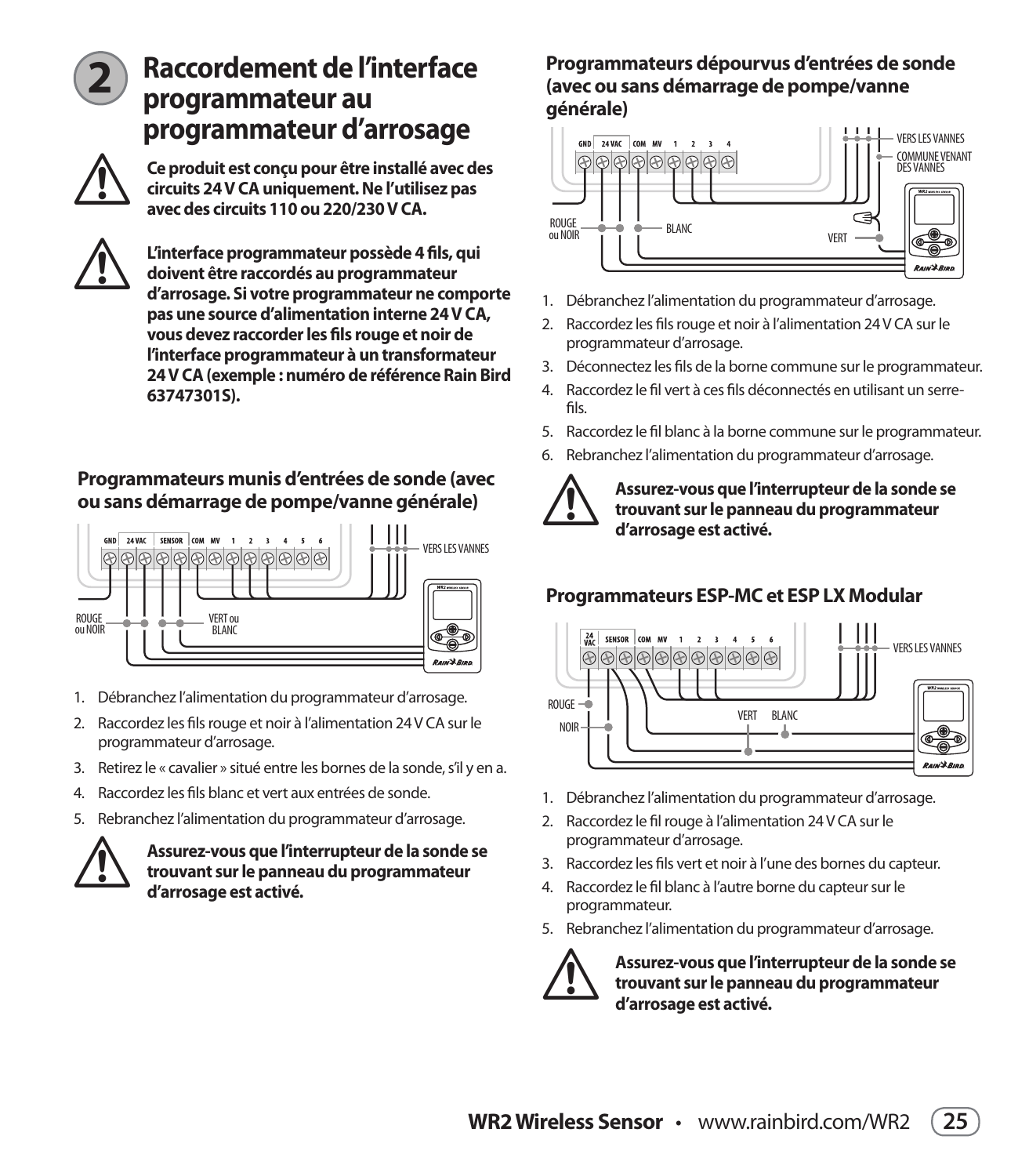## 2 Raccordement de l'interface programmateur au programmateur d'arrosage

**Ce produit est conçu pour être installé avec des circuits 24 V CA uniquement. Ne l'utilisez pas avec des circuits 110 ou 220/230 V CA.**

**L'interface programmateur possède 4 fils, qui doivent être raccordés au programmateur d'arrosage. Si votre programmateur ne comporte pas une source d'alimentation interne 24 V CA, vous devez raccorder les fils rouge et noir de l'interface programmateur à un transformateur 24 V CA (exemple : numéro de référence Rain Bird 63747301S).**

### Programmateurs munis d'entrées de sonde (avec ou sans démarrage de pompe/vanne générale)

1. Débranchez l'alimentation du programmateur d'arrosage.
2. Raccordez les fils rouge et noir à l'alimentation 24 V CA sur le programmateur d'arrosage.
3. Retirez le « cavalier » situé entre les bornes de la sonde, s'il y en a.
4. Raccordez les fils blanc et vert aux entrées de sonde.
5. Rebranchez l'alimentation du programmateur d'arrosage.

**Assurez-vous que l'interrupteur de la sonde se trouvant sur le panneau du programmateur d'arrosage est activé.**

### Programmateurs dépourvus d'entrées de sonde (avec ou sans démarrage de pompe/vanne générale)

1. Débranchez l'alimentation du programmateur d'arrosage.
2. Raccordez les fils rouge et noir à l'alimentation 24 V CA sur le programmateur d'arrosage.
3. Déconnectez les fils de la borne commune sur le programmateur.
4. Raccordez le fil vert à ces fils déconnectés en utilisant un serre-fils.
5. Raccordez le fil blanc à la borne commune sur le programmateur.
6. Rebranchez l'alimentation du programmateur d'arrosage.

**Assurez-vous que l'interrupteur de la sonde se trouvant sur le panneau du programmateur d'arrosage est activé.**

### Programmateurs ESP-MC et ESP LX Modular

1. Débranchez l'alimentation du programmateur d'arrosage.
2. Raccordez le fil rouge à l'alimentation 24 V CA sur le programmateur d'arrosage.
3. Raccordez les fils vert et noir à l'une des bornes du capteur.
4. Raccordez le fil blanc à l'autre borne du capteur sur le programmateur.
5. Rebranchez l'alimentation du programmateur d'arrosage.

**Assurez-vous que l'interrupteur de la sonde se trouvant sur le panneau du programmateur d'arrosage est activé.**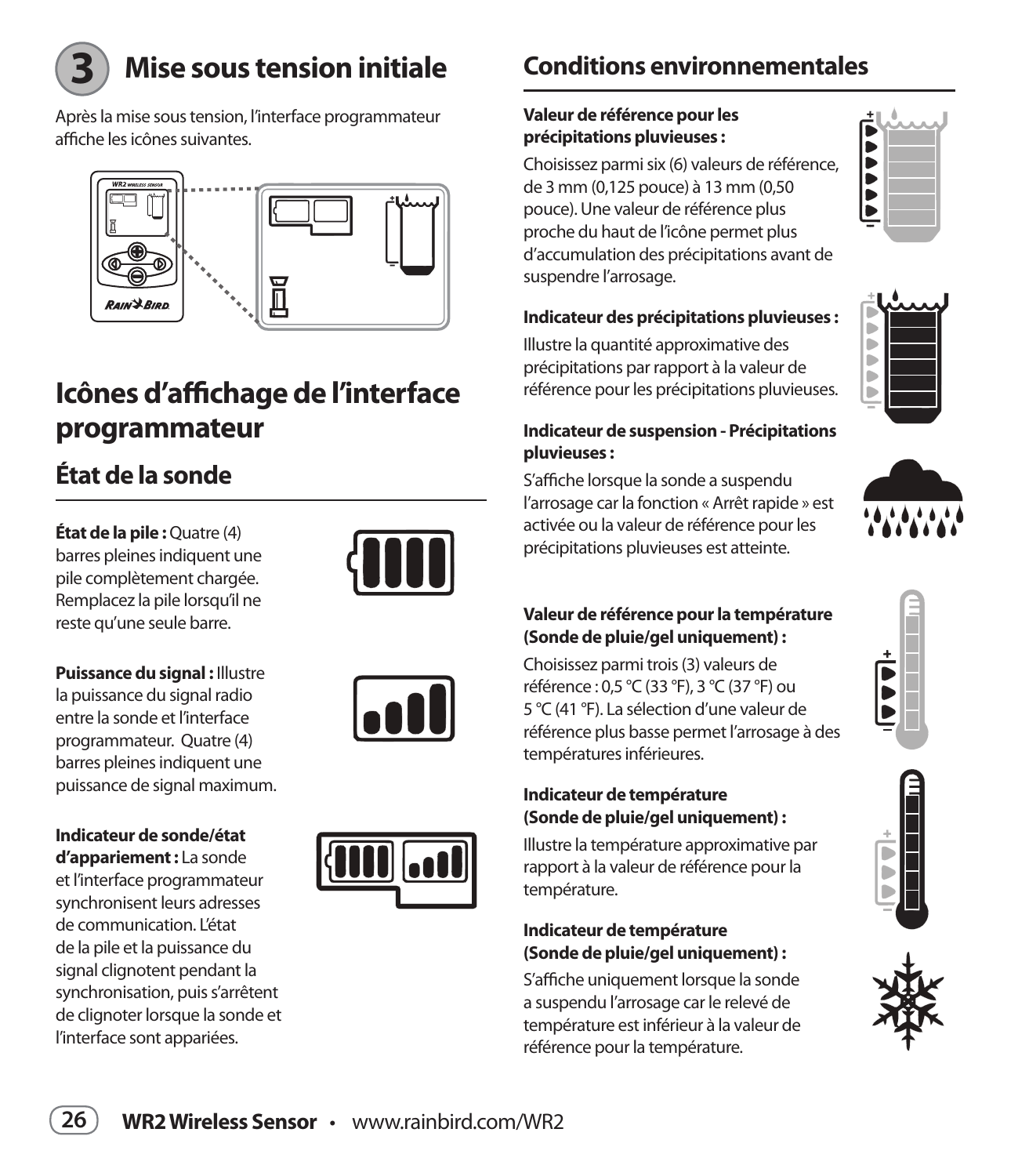## 3 Mise sous tension initiale

Après la mise sous tension, l'interface programmateur affiche les icônes suivantes.

# Icônes d'affichage de l'interface programmateur

## État de la sonde

**État de la pile :** Quatre (4) barres pleines indiquent une pile complètement chargée. Remplacez la pile lorsqu'il ne reste qu'une seule barre.

**Puissance du signal :** Illustre la puissance du signal radio entre la sonde et l'interface programmateur. Quatre (4) barres pleines indiquent une puissance de signal maximum.

**Indicateur de sonde/état d'appariement :** La sonde et l'interface programmateur synchronisent leurs adresses de communication. L'état de la pile et la puissance du signal clignotent pendant la synchronisation, puis s'arrêtent de clignoter lorsque la sonde et l'interface sont appariées.

## Conditions environnementales

**Valeur de référence pour les précipitations pluvieuses :**

Choisissez parmi six (6) valeurs de référence, de 3 mm (0,125 pouce) à 13 mm (0,50 pouce). Une valeur de référence plus proche du haut de l'icône permet plus d'accumulation des précipitations avant de suspendre l'arrosage.

**Indicateur des précipitations pluvieuses :**

Illustre la quantité approximative des précipitations par rapport à la valeur de référence pour les précipitations pluvieuses.

**Indicateur de suspension - Précipitations pluvieuses :**

S'affiche lorsque la sonde a suspendu l'arrosage car la fonction « Arrêt rapide » est activée ou la valeur de référence pour les précipitations pluvieuses est atteinte.

**Valeur de référence pour la température (Sonde de pluie/gel uniquement) :**

Choisissez parmi trois (3) valeurs de référence : 0,5 °C (33 °F), 3 °C (37 °F) ou 5 °C (41 °F). La sélection d'une valeur de référence plus basse permet l'arrosage à des températures inférieures.

**Indicateur de température (Sonde de pluie/gel uniquement) :**

Illustre la température approximative par rapport à la valeur de référence pour la température.

**Indicateur de température (Sonde de pluie/gel uniquement) :**

S'affiche uniquement lorsque la sonde a suspendu l'arrosage car le relevé de température est inférieur à la valeur de référence pour la température.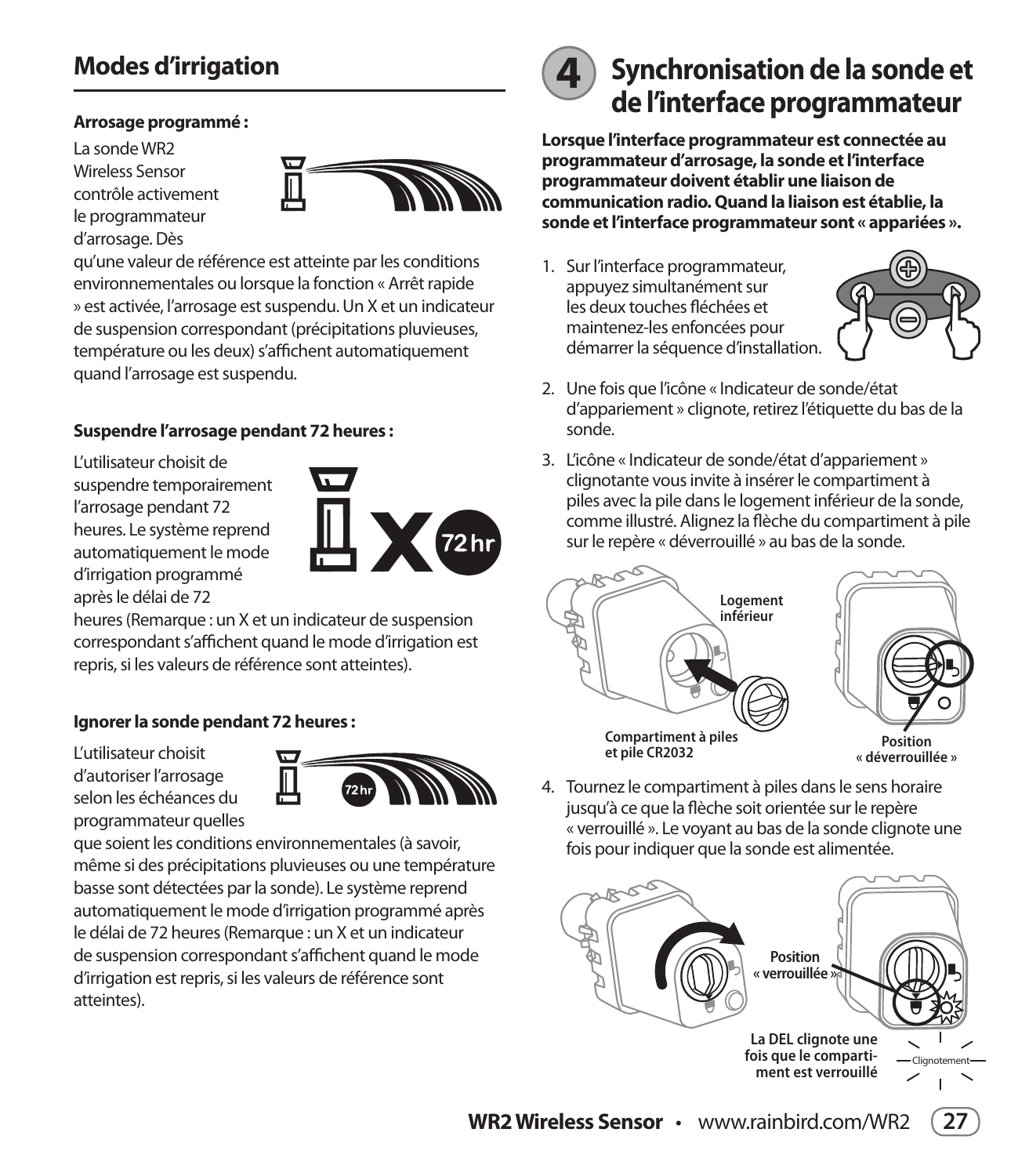## Modes d'irrigation

**Arrosage programmé :**

La sonde WR2 Wireless Sensor contrôle activement le programmateur d'arrosage. Dès qu'une valeur de référence est atteinte par les conditions environnementales ou lorsque la fonction « Arrêt rapide » est activée, l'arrosage est suspendu. Un X et un indicateur de suspension correspondant (précipitations pluvieuses, température ou les deux) s'affichent automatiquement quand l'arrosage est suspendu.

**Suspendre l'arrosage pendant 72 heures :**

L'utilisateur choisit de suspendre temporairement l'arrosage pendant 72 heures. Le système reprend automatiquement le mode d'irrigation programmé après le délai de 72 heures (Remarque : un X et un indicateur de suspension correspondant s'affichent quand le mode d'irrigation est repris, si les valeurs de référence sont atteintes).

**Ignorer la sonde pendant 72 heures :**

L'utilisateur choisit d'autoriser l'arrosage selon les échéances du programmateur quelles que soient les conditions environnementales (à savoir, même si des précipitations pluvieuses ou une température basse sont détectées par la sonde). Le système reprend automatiquement le mode d'irrigation programmé après le délai de 72 heures (Remarque : un X et un indicateur de suspension correspondant s'affichent quand le mode d'irrigation est repris, si les valeurs de référence sont atteintes).

## 4 Synchronisation de la sonde et de l'interface programmateur

**Lorsque l'interface programmateur est connectée au programmateur d'arrosage, la sonde et l'interface programmateur doivent établir une liaison de communication radio. Quand la liaison est établie, la sonde et l'interface programmateur sont « appariées ».**

1. Sur l'interface programmateur, appuyez simultanément sur les deux touches fléchées et maintenez-les enfoncées pour démarrer la séquence d'installation.
2. Une fois que l'icône « Indicateur de sonde/état d'appariement » clignote, retirez l'étiquette du bas de la sonde.
3. L'icône « Indicateur de sonde/état d'appariement » clignotante vous invite à insérer le compartiment à piles avec la pile dans le logement inférieur de la sonde, comme illustré. Alignez la flèche du compartiment à pile sur le repère « déverrouillé » au bas de la sonde.

Logement inférieur

Compartiment à piles et pile CR2032

Position « déverrouillée »

4. Tournez le compartiment à piles dans le sens horaire jusqu'à ce que la flèche soit orientée sur le repère « verrouillé ». Le voyant au bas de la sonde clignote une fois pour indiquer que la sonde est alimentée.

Position « verrouillée »

La DEL clignote une fois que le compartiment est verrouillé

Clignotement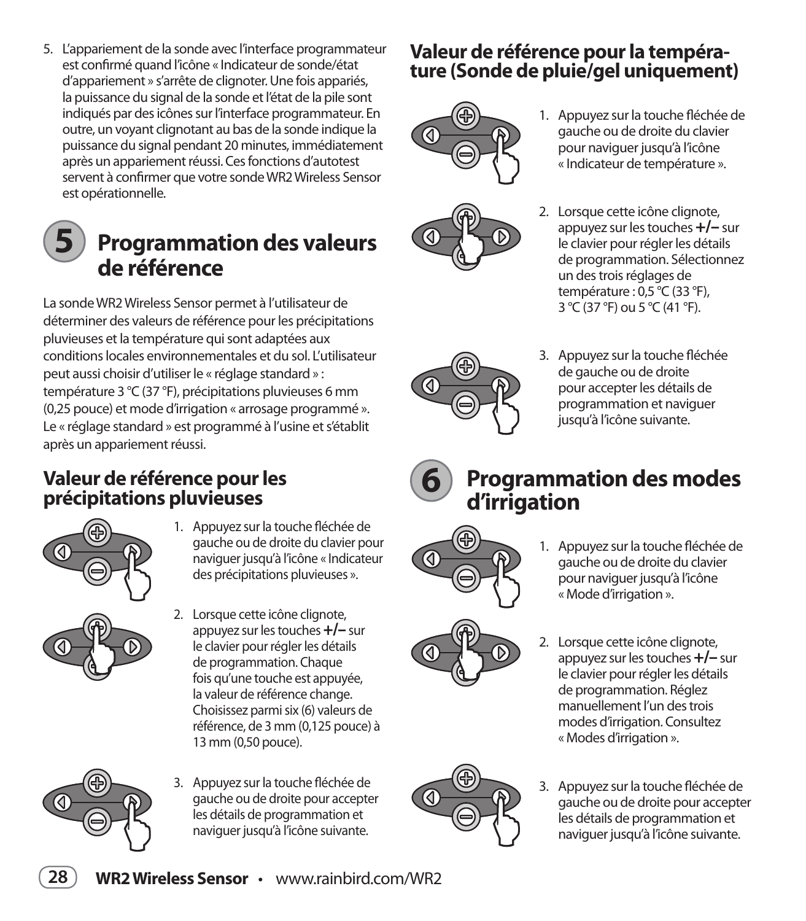5. L'appariement de la sonde avec l'interface programmateur est confirmé quand l'icône « Indicateur de sonde/état d'appariement » s'arrête de clignoter. Une fois appariés, la puissance du signal de la sonde et l'état de la pile sont indiqués par des icônes sur l'interface programmateur. En outre, un voyant clignotant au bas de la sonde indique la puissance du signal pendant 20 minutes, immédiatement après un appariement réussi. Ces fonctions d'autotest servent à confirmer que votre sonde WR2 Wireless Sensor est opérationnelle.

## 5 Programmation des valeurs de référence

La sonde WR2 Wireless Sensor permet à l'utilisateur de déterminer des valeurs de référence pour les précipitations pluvieuses et la température qui sont adaptées aux conditions locales environnementales et du sol. L'utilisateur peut aussi choisir d'utiliser le « réglage standard » : température 3 °C (37 °F), précipitations pluvieuses 6 mm (0,25 pouce) et mode d'irrigation « arrosage programmé ». Le « réglage standard » est programmé à l'usine et s'établit après un appariement réussi.

### Valeur de référence pour les précipitations pluvieuses

1. Appuyez sur la touche fléchée de gauche ou de droite du clavier pour naviguer jusqu'à l'icône « Indicateur des précipitations pluvieuses ».
2. Lorsque cette icône clignote, appuyez sur les touches **+/–** sur le clavier pour régler les détails de programmation. Chaque fois qu'une touche est appuyée, la valeur de référence change. Choisissez parmi six (6) valeurs de référence, de 3 mm (0,125 pouce) à 13 mm (0,50 pouce).
3. Appuyez sur la touche fléchée de gauche ou de droite pour accepter les détails de programmation et naviguer jusqu'à l'icône suivante.

### Valeur de référence pour la température (Sonde de pluie/gel uniquement)

1. Appuyez sur la touche fléchée de gauche ou de droite du clavier pour naviguer jusqu'à l'icône « Indicateur de température ».
2. Lorsque cette icône clignote, appuyez sur les touches **+/–** sur le clavier pour régler les détails de programmation. Sélectionnez un des trois réglages de température : 0,5 °C (33 °F), 3 °C (37 °F) ou 5 °C (41 °F).
3. Appuyez sur la touche fléchée de gauche ou de droite pour accepter les détails de programmation et naviguer jusqu'à l'icône suivante.

## 6 Programmation des modes d'irrigation

1. Appuyez sur la touche fléchée de gauche ou de droite du clavier pour naviguer jusqu'à l'icône « Mode d'irrigation ».
2. Lorsque cette icône clignote, appuyez sur les touches **+/–** sur le clavier pour régler les détails de programmation. Réglez manuellement l'un des trois modes d'irrigation. Consultez « Modes d'irrigation ».
3. Appuyez sur la touche fléchée de gauche ou de droite pour accepter les détails de programmation et naviguer jusqu'à l'icône suivante.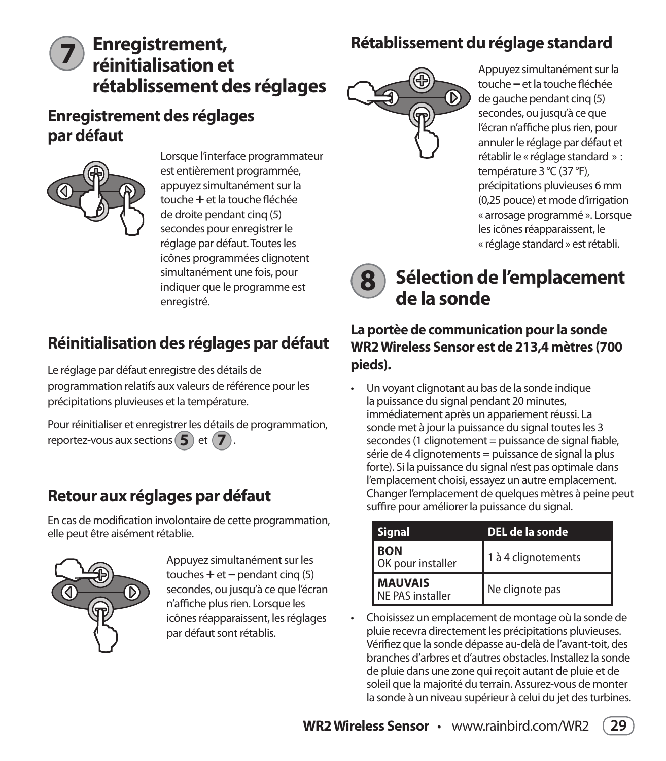# 7 Enregistrement, réinitialisation et rétablissement des réglages

## Enregistrement des réglages par défaut

Lorsque l'interface programmateur est entièrement programmée, appuyez simultanément sur la touche **+** et la touche fléchée de droite pendant cinq (5) secondes pour enregistrer le réglage par défaut. Toutes les icônes programmées clignotent simultanément une fois, pour indiquer que le programme est enregistré.

## Réinitialisation des réglages par défaut

Le réglage par défaut enregistre des détails de programmation relatifs aux valeurs de référence pour les précipitations pluvieuses et la température.

Pour réinitialiser et enregistrer les détails de programmation, reportez-vous aux sections **5** et **7**.

## Retour aux réglages par défaut

En cas de modification involontaire de cette programmation, elle peut être aisément rétablie.

Appuyez simultanément sur les touches **+** et **–** pendant cinq (5) secondes, ou jusqu'à ce que l'écran n'affiche plus rien. Lorsque les icônes réapparaissent, les réglages par défaut sont rétablis.

## Rétablissement du réglage standard

Appuyez simultanément sur la touche **–** et la touche fléchée de gauche pendant cinq (5) secondes, ou jusqu'à ce que l'écran n'affiche plus rien, pour annuler le réglage par défaut et rétablir le « réglage standard » : température 3 °C (37 °F), précipitations pluvieuses 6 mm (0,25 pouce) et mode d'irrigation « arrosage programmé ». Lorsque les icônes réapparaissent, le « réglage standard » est rétabli.

# 8 Sélection de l'emplacement de la sonde

### La portèe de communication pour la sonde WR2 Wireless Sensor est de 213,4 mètres (700 pieds).

- Un voyant clignotant au bas de la sonde indique la puissance du signal pendant 20 minutes, immédiatement après un appariement réussi. La sonde met à jour la puissance du signal toutes les 3 secondes (1 clignotement = puissance de signal fiable, série de 4 clignotements = puissance de signal la plus forte). Si la puissance du signal n'est pas optimale dans l'emplacement choisi, essayez un autre emplacement. Changer l'emplacement de quelques mètres à peine peut suffire pour améliorer la puissance du signal.

| Signal | DEL de la sonde |
|---|---|
| **BON** OK pour installer | 1 à 4 clignotements |
| **MAUVAIS** NE PAS installer | Ne clignote pas |

- Choisissez un emplacement de montage où la sonde de pluie recevra directement les précipitations pluvieuses. Vérifiez que la sonde dépasse au-delà de l'avant-toit, des branches d'arbres et d'autres obstacles. Installez la sonde de pluie dans une zone qui reçoit autant de pluie et de soleil que la majorité du terrain. Assurez-vous de monter la sonde à un niveau supérieur à celui du jet des turbines.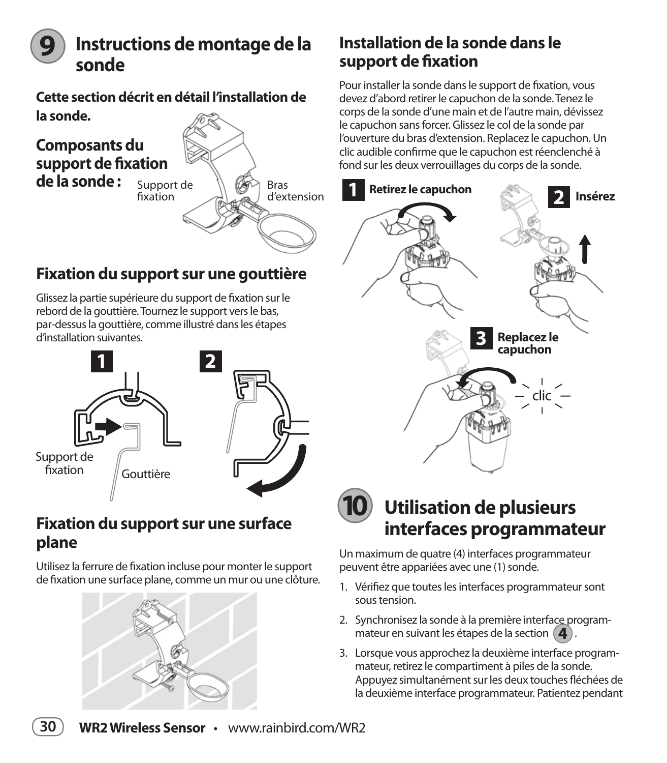## 9 Instructions de montage de la sonde

**Cette section décrit en détail l'installation de la sonde.**

### Composants du support de fixation de la sonde :

Support de fixation

Bras d'extension

### Fixation du support sur une gouttière

Glissez la partie supérieure du support de fixation sur le rebord de la gouttière. Tournez le support vers le bas, par-dessus la gouttière, comme illustré dans les étapes d'installation suivantes.

**1**

Support de fixation

Gouttière

**2**

### Fixation du support sur une surface plane

Utilisez la ferrure de fixation incluse pour monter le support de fixation une surface plane, comme un mur ou une clôture.

### Installation de la sonde dans le support de fixation

Pour installer la sonde dans le support de fixation, vous devez d'abord retirer le capuchon de la sonde. Tenez le corps de la sonde d'une main et de l'autre main, dévissez le capuchon sans forcer. Glissez le col de la sonde par l'ouverture du bras d'extension. Replacez le capuchon. Un clic audible confirme que le capuchon est réenclenché à fond sur les deux verrouillages du corps de la sonde.

**1 Retirez le capuchon**

**2 Insérez**

**3 Replacez le capuchon**

clic

## 10 Utilisation de plusieurs interfaces programmateur

Un maximum de quatre (4) interfaces programmateur peuvent être appariées avec une (1) sonde.

1. Vérifiez que toutes les interfaces programmateur sont sous tension.
2. Synchronisez la sonde à la première interface programmateur en suivant les étapes de la section (4).
3. Lorsque vous approchez la deuxième interface programmateur, retirez le compartiment à piles de la sonde. Appuyez simultanément sur les deux touches fléchées de la deuxième interface programmateur. Patientez pendant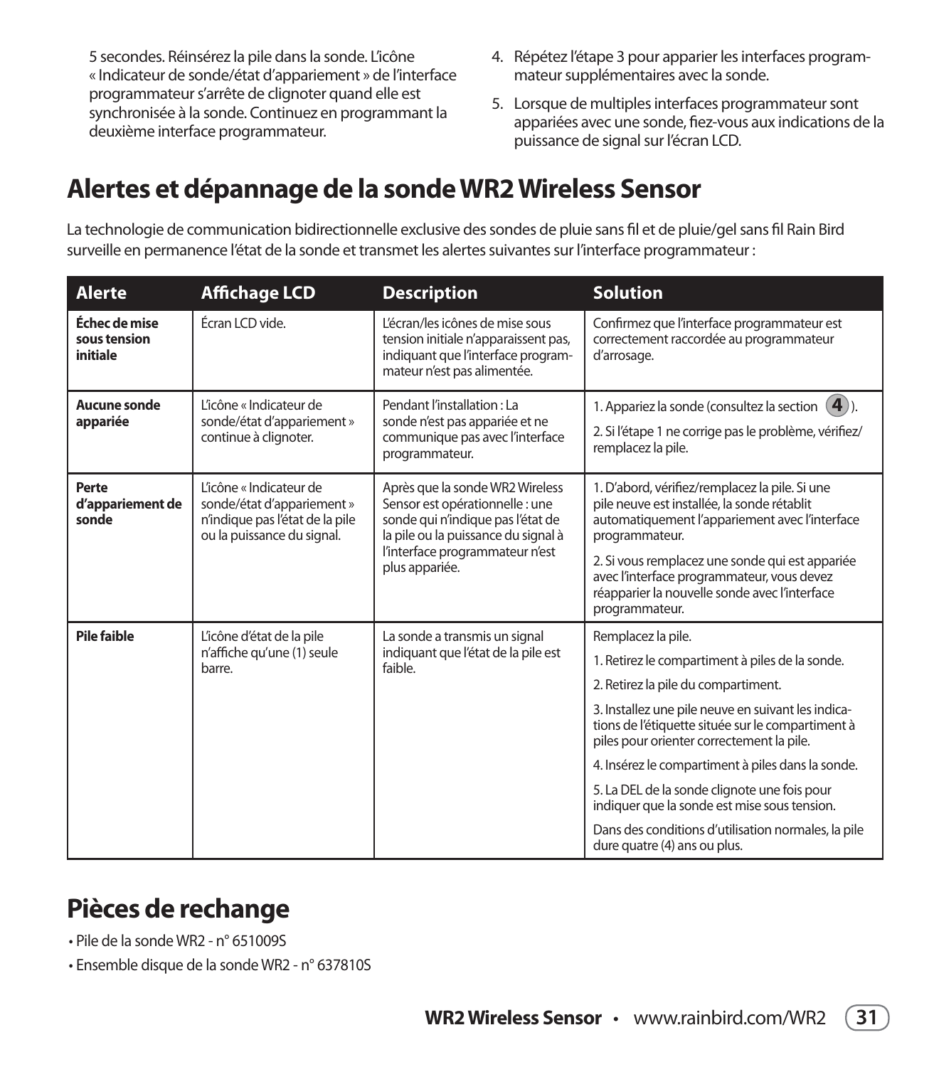5 secondes. Réinsérez la pile dans la sonde. L'icône « Indicateur de sonde/état d'appariement » de l'interface programmateur s'arrête de clignoter quand elle est synchronisée à la sonde. Continuez en programmant la deuxième interface programmateur.

4. Répétez l'étape 3 pour apparier les interfaces programmateur supplémentaires avec la sonde.
5. Lorsque de multiples interfaces programmateur sont appariées avec une sonde, fiez-vous aux indications de la puissance de signal sur l'écran LCD.

# Alertes et dépannage de la sonde WR2 Wireless Sensor

La technologie de communication bidirectionnelle exclusive des sondes de pluie sans fil et de pluie/gel sans fil Rain Bird surveille en permanence l'état de la sonde et transmet les alertes suivantes sur l'interface programmateur :

| Alerte | Affichage LCD | Description | Solution |
|---|---|---|---|
| **Échec de mise sous tension initiale** | Écran LCD vide. | L'écran/les icônes de mise sous tension initiale n'apparaissent pas, indiquant que l'interface programmateur n'est pas alimentée. | Confirmez que l'interface programmateur est correctement raccordée au programmateur d'arrosage. |
| **Aucune sonde appariée** | L'icône « Indicateur de sonde/état d'appariement » continue à clignoter. | Pendant l'installation : La sonde n'est pas appariée et ne communique pas avec l'interface programmateur. | 1. Appariez la sonde (consultez la section 4).<br>2. Si l'étape 1 ne corrige pas le problème, vérifiez/remplacez la pile. |
| **Perte d'appariement de sonde** | L'icône « Indicateur de sonde/état d'appariement » n'indique pas l'état de la pile ou la puissance du signal. | Après que la sonde WR2 Wireless Sensor est opérationnelle : une sonde qui n'indique pas l'état de la pile ou la puissance du signal à l'interface programmateur n'est plus appariée. | 1. D'abord, vérifiez/remplacez la pile. Si une pile neuve est installée, la sonde rétablit automatiquement l'appariement avec l'interface programmateur.<br>2. Si vous remplacez une sonde qui est appariée avec l'interface programmateur, vous devez réapparier la nouvelle sonde avec l'interface programmateur. |
| **Pile faible** | L'icône d'état de la pile n'affiche qu'une (1) seule barre. | La sonde a transmis un signal indiquant que l'état de la pile est faible. | Remplacez la pile.<br>1. Retirez le compartiment à piles de la sonde.<br>2. Retirez la pile du compartiment.<br>3. Installez une pile neuve en suivant les indications de l'étiquette située sur le compartiment à piles pour orienter correctement la pile.<br>4. Insérez le compartiment à piles dans la sonde.<br>5. La DEL de la sonde clignote une fois pour indiquer que la sonde est mise sous tension.<br>Dans des conditions d'utilisation normales, la pile dure quatre (4) ans ou plus. |

# Pièces de rechange

- Pile de la sonde WR2 - n° 651009S
- Ensemble disque de la sonde WR2 - n° 637810S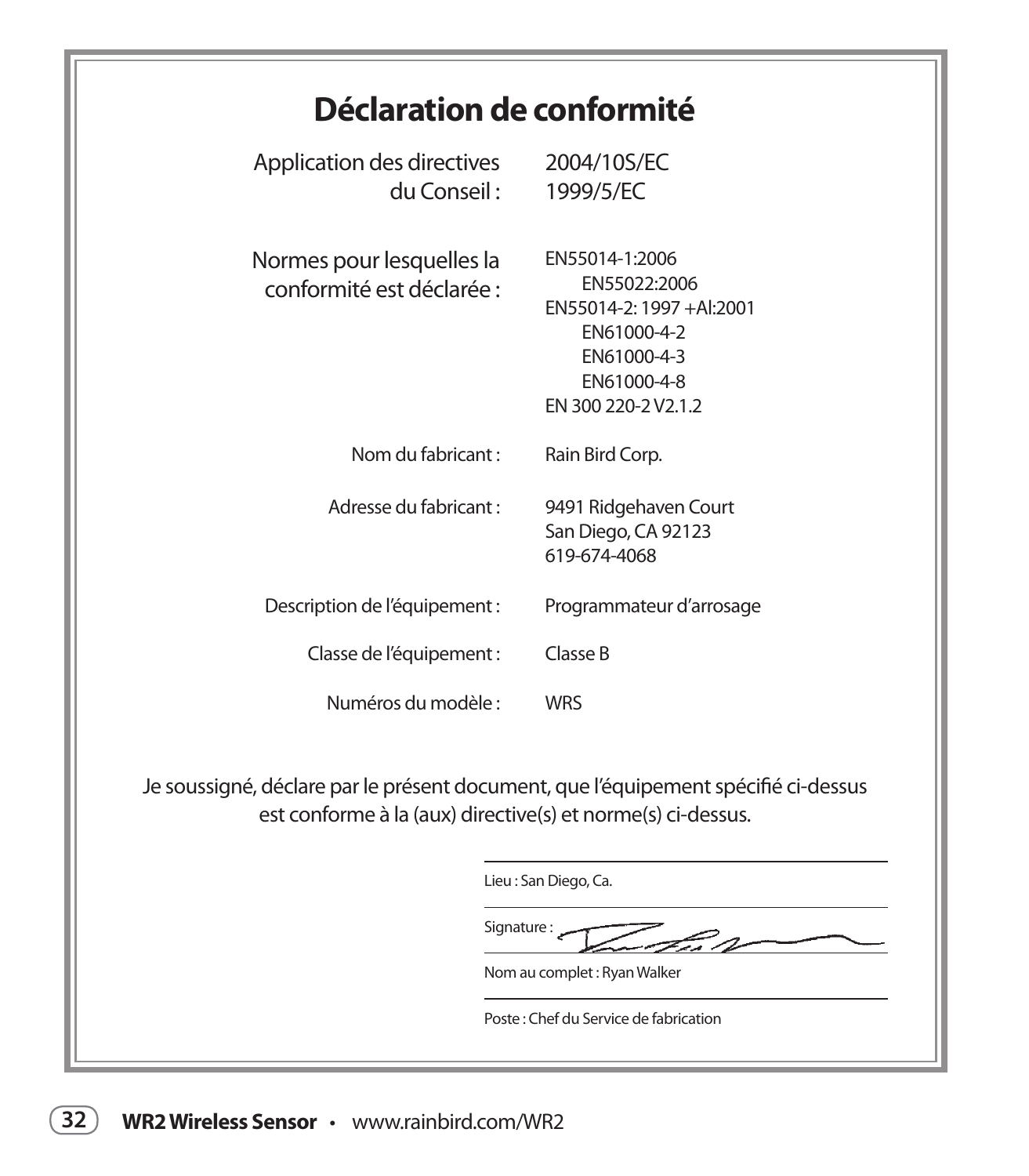# Déclaration de conformité

| | |
|---|---|
| Application des directives du Conseil : | 2004/10S/EC<br>1999/5/EC |
| Normes pour lesquelles la conformité est déclarée : | EN55014-1:2006<br>EN55022:2006<br>EN55014-2: 1997 +Al:2001<br>EN61000-4-2<br>EN61000-4-3<br>EN61000-4-8<br>EN 300 220-2 V2.1.2 |
| Nom du fabricant : | Rain Bird Corp. |
| Adresse du fabricant : | 9491 Ridgehaven Court<br>San Diego, CA 92123<br>619-674-4068 |
| Description de l'équipement : | Programmateur d'arrosage |
| Classe de l'équipement : | Classe B |
| Numéros du modèle : | WRS |

Je soussigné, déclare par le présent document, que l'équipement spécifié ci-dessus est conforme à la (aux) directive(s) et norme(s) ci-dessus.

Lieu : San Diego, Ca.

Signature :

Nom au complet : Ryan Walker

Poste : Chef du Service de fabrication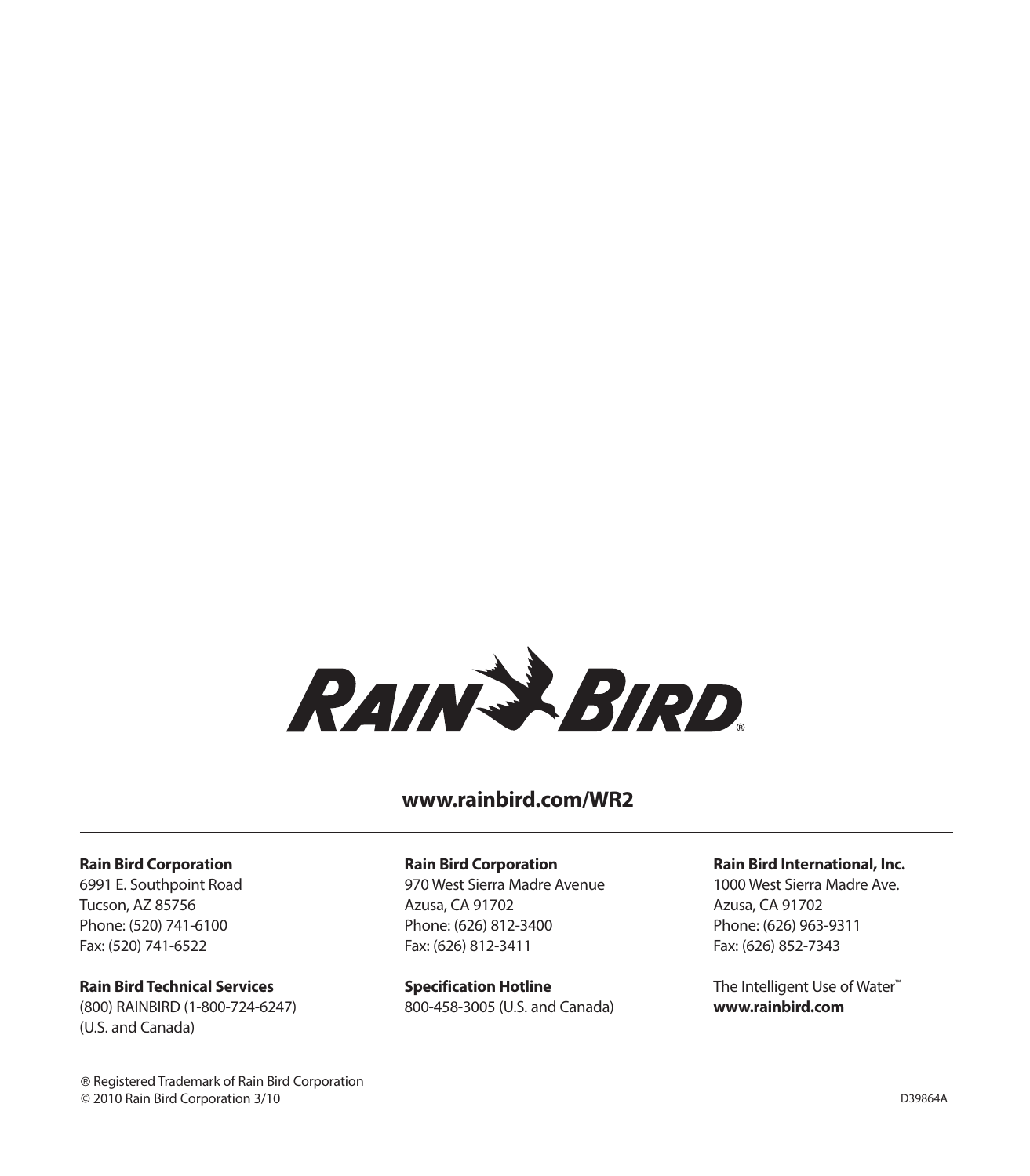**www.rainbird.com/WR2**

---

**Rain Bird Corporation**
6991 E. Southpoint Road
Tucson, AZ 85756
Phone: (520) 741-6100
Fax: (520) 741-6522

**Rain Bird Technical Services**
(800) RAINBIRD (1-800-724-6247)
(U.S. and Canada)

**Rain Bird Corporation**
970 West Sierra Madre Avenue
Azusa, CA 91702
Phone: (626) 812-3400
Fax: (626) 812-3411

**Specification Hotline**
800-458-3005 (U.S. and Canada)

**Rain Bird International, Inc.**
1000 West Sierra Madre Ave.
Azusa, CA 91702
Phone: (626) 963-9311
Fax: (626) 852-7343

The Intelligent Use of Water™
**www.rainbird.com**

® Registered Trademark of Rain Bird Corporation
© 2010 Rain Bird Corporation 3/10

D39864A